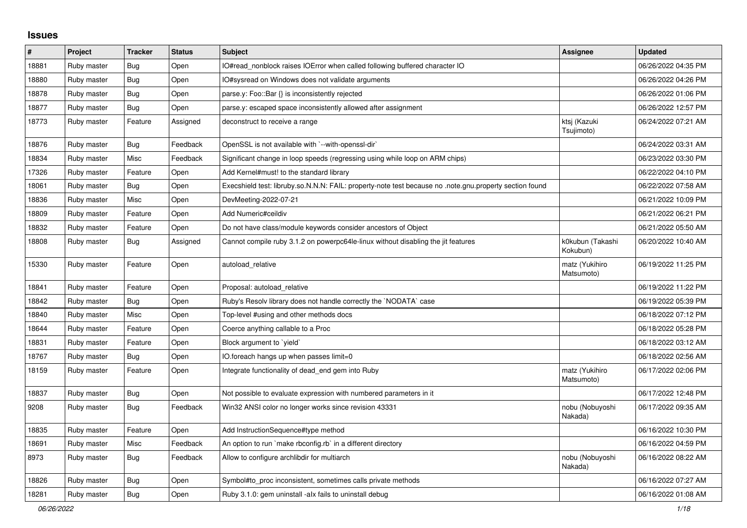## Issues

| # | Project | Tracker | Status | Subject | Assignee | Updated |
|---|---|---|---|---|---|---|
| 18881 | Ruby master | Bug | Open | IO#read_nonblock raises IOError when called following buffered character IO | | 06/26/2022 04:35 PM |
| 18880 | Ruby master | Bug | Open | IO#sysread on Windows does not validate arguments | | 06/26/2022 04:26 PM |
| 18878 | Ruby master | Bug | Open | parse.y: Foo::Bar {} is inconsistently rejected | | 06/26/2022 01:06 PM |
| 18877 | Ruby master | Bug | Open | parse.y: escaped space inconsistently allowed after assignment | | 06/26/2022 12:57 PM |
| 18773 | Ruby master | Feature | Assigned | deconstruct to receive a range | ktsj (Kazuki Tsujimoto) | 06/24/2022 07:21 AM |
| 18876 | Ruby master | Bug | Feedback | OpenSSL is not available with `--with-openssl-dir` | | 06/24/2022 03:31 AM |
| 18834 | Ruby master | Misc | Feedback | Significant change in loop speeds (regressing using while loop on ARM chips) | | 06/23/2022 03:30 PM |
| 17326 | Ruby master | Feature | Open | Add Kernel#must! to the standard library | | 06/22/2022 04:10 PM |
| 18061 | Ruby master | Bug | Open | Execshield test: libruby.so.N.N.N: FAIL: property-note test because no .note.gnu.property section found | | 06/22/2022 07:58 AM |
| 18836 | Ruby master | Misc | Open | DevMeeting-2022-07-21 | | 06/21/2022 10:09 PM |
| 18809 | Ruby master | Feature | Open | Add Numeric#ceildiv | | 06/21/2022 06:21 PM |
| 18832 | Ruby master | Feature | Open | Do not have class/module keywords consider ancestors of Object | | 06/21/2022 05:50 AM |
| 18808 | Ruby master | Bug | Assigned | Cannot compile ruby 3.1.2 on powerpc64le-linux without disabling the jit features | k0kubun (Takashi Kokubun) | 06/20/2022 10:40 AM |
| 15330 | Ruby master | Feature | Open | autoload_relative | matz (Yukihiro Matsumoto) | 06/19/2022 11:25 PM |
| 18841 | Ruby master | Feature | Open | Proposal: autoload_relative | | 06/19/2022 11:22 PM |
| 18842 | Ruby master | Bug | Open | Ruby's Resolv library does not handle correctly the `NODATA` case | | 06/19/2022 05:39 PM |
| 18840 | Ruby master | Misc | Open | Top-level #using and other methods docs | | 06/18/2022 07:12 PM |
| 18644 | Ruby master | Feature | Open | Coerce anything callable to a Proc | | 06/18/2022 05:28 PM |
| 18831 | Ruby master | Feature | Open | Block argument to `yield` | | 06/18/2022 03:12 AM |
| 18767 | Ruby master | Bug | Open | IO.foreach hangs up when passes limit=0 | | 06/18/2022 02:56 AM |
| 18159 | Ruby master | Feature | Open | Integrate functionality of dead_end gem into Ruby | matz (Yukihiro Matsumoto) | 06/17/2022 02:06 PM |
| 18837 | Ruby master | Bug | Open | Not possible to evaluate expression with numbered parameters in it | | 06/17/2022 12:48 PM |
| 9208 | Ruby master | Bug | Feedback | Win32 ANSI color no longer works since revision 43331 | nobu (Nobuyoshi Nakada) | 06/17/2022 09:35 AM |
| 18835 | Ruby master | Feature | Open | Add InstructionSequence#type method | | 06/16/2022 10:30 PM |
| 18691 | Ruby master | Misc | Feedback | An option to run `make rbconfig.rb` in a different directory | | 06/16/2022 04:59 PM |
| 8973 | Ruby master | Bug | Feedback | Allow to configure archlibdir for multiarch | nobu (Nobuyoshi Nakada) | 06/16/2022 08:22 AM |
| 18826 | Ruby master | Bug | Open | Symbol#to_proc inconsistent, sometimes calls private methods | | 06/16/2022 07:27 AM |
| 18281 | Ruby master | Bug | Open | Ruby 3.1.0: gem uninstall -alx fails to uninstall debug | | 06/16/2022 01:08 AM |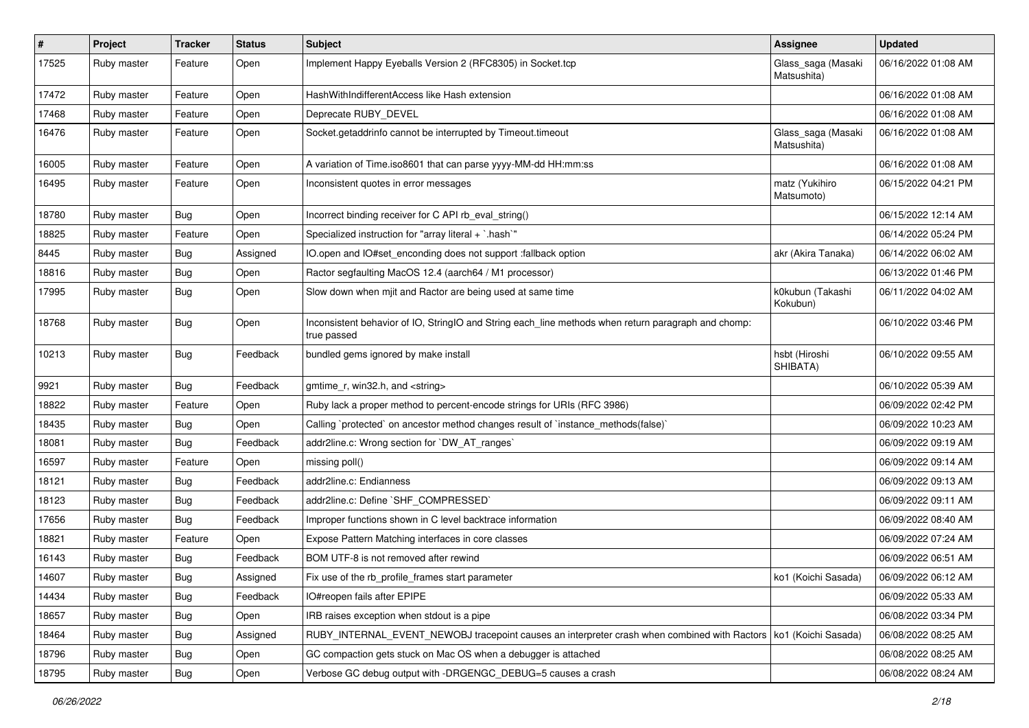| # | Project | Tracker | Status | Subject | Assignee | Updated |
|---|---|---|---|---|---|---|
| 17525 | Ruby master | Feature | Open | Implement Happy Eyeballs Version 2 (RFC8305) in Socket.tcp | Glass_saga (Masaki Matsushita) | 06/16/2022 01:08 AM |
| 17472 | Ruby master | Feature | Open | HashWithIndifferentAccess like Hash extension | | 06/16/2022 01:08 AM |
| 17468 | Ruby master | Feature | Open | Deprecate RUBY_DEVEL | | 06/16/2022 01:08 AM |
| 16476 | Ruby master | Feature | Open | Socket.getaddrinfo cannot be interrupted by Timeout.timeout | Glass_saga (Masaki Matsushita) | 06/16/2022 01:08 AM |
| 16005 | Ruby master | Feature | Open | A variation of Time.iso8601 that can parse yyyy-MM-dd HH:mm:ss | | 06/16/2022 01:08 AM |
| 16495 | Ruby master | Feature | Open | Inconsistent quotes in error messages | matz (Yukihiro Matsumoto) | 06/15/2022 04:21 PM |
| 18780 | Ruby master | Bug | Open | Incorrect binding receiver for C API rb_eval_string() | | 06/15/2022 12:14 AM |
| 18825 | Ruby master | Feature | Open | Specialized instruction for "array literal + `.hash`" | | 06/14/2022 05:24 PM |
| 8445 | Ruby master | Bug | Assigned | IO.open and IO#set_enconding does not support :fallback option | akr (Akira Tanaka) | 06/14/2022 06:02 AM |
| 18816 | Ruby master | Bug | Open | Ractor segfaulting MacOS 12.4 (aarch64 / M1 processor) | | 06/13/2022 01:46 PM |
| 17995 | Ruby master | Bug | Open | Slow down when mjit and Ractor are being used at same time | k0kubun (Takashi Kokubun) | 06/11/2022 04:02 AM |
| 18768 | Ruby master | Bug | Open | Inconsistent behavior of IO, StringIO and String each_line methods when return paragraph and chomp: true passed | | 06/10/2022 03:46 PM |
| 10213 | Ruby master | Bug | Feedback | bundled gems ignored by make install | hsbt (Hiroshi SHIBATA) | 06/10/2022 09:55 AM |
| 9921 | Ruby master | Bug | Feedback | gmtime_r, win32.h, and <string> | | 06/10/2022 05:39 AM |
| 18822 | Ruby master | Feature | Open | Ruby lack a proper method to percent-encode strings for URIs (RFC 3986) | | 06/09/2022 02:42 PM |
| 18435 | Ruby master | Bug | Open | Calling `protected` on ancestor method changes result of `instance_methods(false)` | | 06/09/2022 10:23 AM |
| 18081 | Ruby master | Bug | Feedback | addr2line.c: Wrong section for `DW_AT_ranges` | | 06/09/2022 09:19 AM |
| 16597 | Ruby master | Feature | Open | missing poll() | | 06/09/2022 09:14 AM |
| 18121 | Ruby master | Bug | Feedback | addr2line.c: Endianness | | 06/09/2022 09:13 AM |
| 18123 | Ruby master | Bug | Feedback | addr2line.c: Define `SHF_COMPRESSED` | | 06/09/2022 09:11 AM |
| 17656 | Ruby master | Bug | Feedback | Improper functions shown in C level backtrace information | | 06/09/2022 08:40 AM |
| 18821 | Ruby master | Feature | Open | Expose Pattern Matching interfaces in core classes | | 06/09/2022 07:24 AM |
| 16143 | Ruby master | Bug | Feedback | BOM UTF-8 is not removed after rewind | | 06/09/2022 06:51 AM |
| 14607 | Ruby master | Bug | Assigned | Fix use of the rb_profile_frames start parameter | ko1 (Koichi Sasada) | 06/09/2022 06:12 AM |
| 14434 | Ruby master | Bug | Feedback | IO#reopen fails after EPIPE | | 06/09/2022 05:33 AM |
| 18657 | Ruby master | Bug | Open | IRB raises exception when stdout is a pipe | | 06/08/2022 03:34 PM |
| 18464 | Ruby master | Bug | Assigned | RUBY_INTERNAL_EVENT_NEWOBJ tracepoint causes an interpreter crash when combined with Ractors | ko1 (Koichi Sasada) | 06/08/2022 08:25 AM |
| 18796 | Ruby master | Bug | Open | GC compaction gets stuck on Mac OS when a debugger is attached | | 06/08/2022 08:25 AM |
| 18795 | Ruby master | Bug | Open | Verbose GC debug output with -DRGENGC_DEBUG=5 causes a crash | | 06/08/2022 08:24 AM |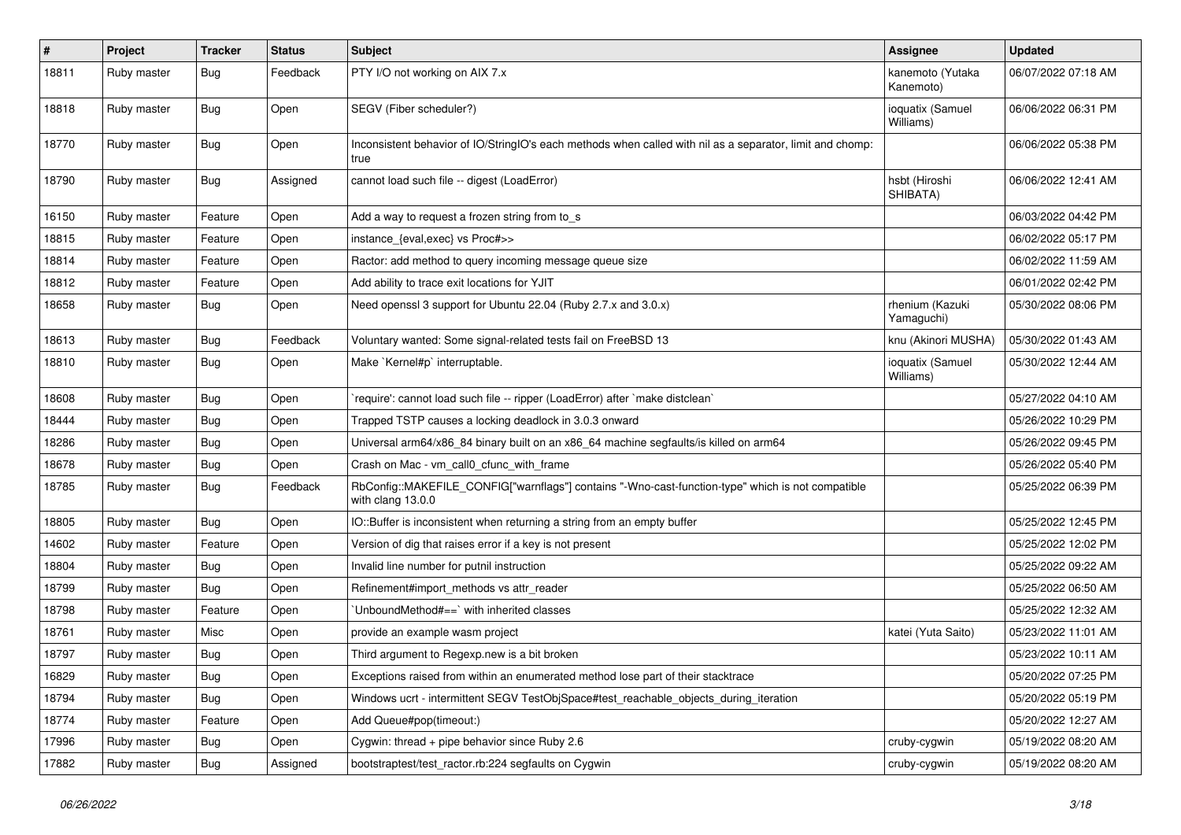| # | Project | Tracker | Status | Subject | Assignee | Updated |
|---|---|---|---|---|---|---|
| 18811 | Ruby master | Bug | Feedback | PTY I/O not working on AIX 7.x | kanemoto (Yutaka Kanemoto) | 06/07/2022 07:18 AM |
| 18818 | Ruby master | Bug | Open | SEGV (Fiber scheduler?) | ioquatix (Samuel Williams) | 06/06/2022 06:31 PM |
| 18770 | Ruby master | Bug | Open | Inconsistent behavior of IO/StringIO's each methods when called with nil as a separator, limit and chomp: true | | 06/06/2022 05:38 PM |
| 18790 | Ruby master | Bug | Assigned | cannot load such file -- digest (LoadError) | hsbt (Hiroshi SHIBATA) | 06/06/2022 12:41 AM |
| 16150 | Ruby master | Feature | Open | Add a way to request a frozen string from to_s | | 06/03/2022 04:42 PM |
| 18815 | Ruby master | Feature | Open | instance_{eval,exec} vs Proc#>> | | 06/02/2022 05:17 PM |
| 18814 | Ruby master | Feature | Open | Ractor: add method to query incoming message queue size | | 06/02/2022 11:59 AM |
| 18812 | Ruby master | Feature | Open | Add ability to trace exit locations for YJIT | | 06/01/2022 02:42 PM |
| 18658 | Ruby master | Bug | Open | Need openssl 3 support for Ubuntu 22.04 (Ruby 2.7.x and 3.0.x) | rhenium (Kazuki Yamaguchi) | 05/30/2022 08:06 PM |
| 18613 | Ruby master | Bug | Feedback | Voluntary wanted: Some signal-related tests fail on FreeBSD 13 | knu (Akinori MUSHA) | 05/30/2022 01:43 AM |
| 18810 | Ruby master | Bug | Open | Make `Kernel#p` interruptable. | ioquatix (Samuel Williams) | 05/30/2022 12:44 AM |
| 18608 | Ruby master | Bug | Open | `require': cannot load such file -- ripper (LoadError) after `make distclean` | | 05/27/2022 04:10 AM |
| 18444 | Ruby master | Bug | Open | Trapped TSTP causes a locking deadlock in 3.0.3 onward | | 05/26/2022 10:29 PM |
| 18286 | Ruby master | Bug | Open | Universal arm64/x86_84 binary built on an x86_64 machine segfaults/is killed on arm64 | | 05/26/2022 09:45 PM |
| 18678 | Ruby master | Bug | Open | Crash on Mac - vm_call0_cfunc_with_frame | | 05/26/2022 05:40 PM |
| 18785 | Ruby master | Bug | Feedback | RbConfig::MAKEFILE_CONFIG["warnflags"] contains "-Wno-cast-function-type" which is not compatible with clang 13.0.0 | | 05/25/2022 06:39 PM |
| 18805 | Ruby master | Bug | Open | IO::Buffer is inconsistent when returning a string from an empty buffer | | 05/25/2022 12:45 PM |
| 14602 | Ruby master | Feature | Open | Version of dig that raises error if a key is not present | | 05/25/2022 12:02 PM |
| 18804 | Ruby master | Bug | Open | Invalid line number for putnil instruction | | 05/25/2022 09:22 AM |
| 18799 | Ruby master | Bug | Open | Refinement#import_methods vs attr_reader | | 05/25/2022 06:50 AM |
| 18798 | Ruby master | Feature | Open | `UnboundMethod#==` with inherited classes | | 05/25/2022 12:32 AM |
| 18761 | Ruby master | Misc | Open | provide an example wasm project | katei (Yuta Saito) | 05/23/2022 11:01 AM |
| 18797 | Ruby master | Bug | Open | Third argument to Regexp.new is a bit broken | | 05/23/2022 10:11 AM |
| 16829 | Ruby master | Bug | Open | Exceptions raised from within an enumerated method lose part of their stacktrace | | 05/20/2022 07:25 PM |
| 18794 | Ruby master | Bug | Open | Windows ucrt - intermittent SEGV TestObjSpace#test_reachable_objects_during_iteration | | 05/20/2022 05:19 PM |
| 18774 | Ruby master | Feature | Open | Add Queue#pop(timeout:) | | 05/20/2022 12:27 AM |
| 17996 | Ruby master | Bug | Open | Cygwin: thread + pipe behavior since Ruby 2.6 | cruby-cygwin | 05/19/2022 08:20 AM |
| 17882 | Ruby master | Bug | Assigned | bootstraptest/test_ractor.rb:224 segfaults on Cygwin | cruby-cygwin | 05/19/2022 08:20 AM |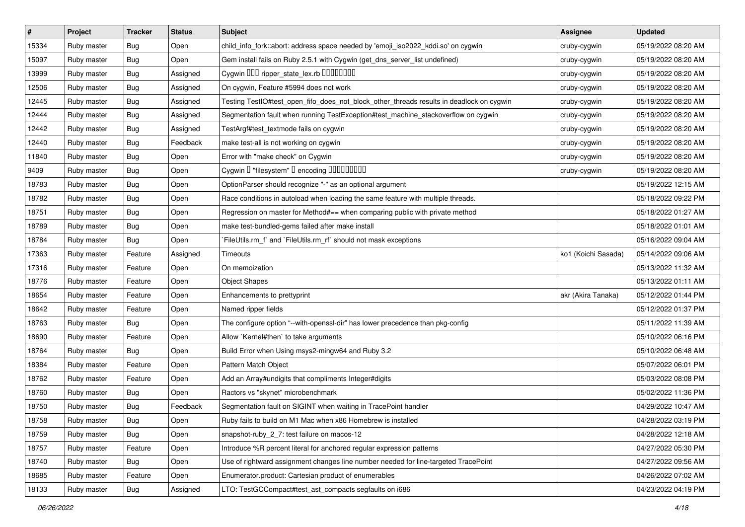| # | Project | Tracker | Status | Subject | Assignee | Updated |
|---|---|---|---|---|---|---|
| 15334 | Ruby master | Bug | Open | child_info_fork::abort: address space needed by 'emoji_iso2022_kddi.so' on cygwin | cruby-cygwin | 05/19/2022 08:20 AM |
| 15097 | Ruby master | Bug | Open | Gem install fails on Ruby 2.5.1 with Cygwin (get_dns_server_list undefined) | cruby-cygwin | 05/19/2022 08:20 AM |
| 13999 | Ruby master | Bug | Assigned | Cygwin ▯▯▯ ripper_state_lex.rb ▯▯▯▯▯▯▯▯ | cruby-cygwin | 05/19/2022 08:20 AM |
| 12506 | Ruby master | Bug | Assigned | On cygwin, Feature #5994 does not work | cruby-cygwin | 05/19/2022 08:20 AM |
| 12445 | Ruby master | Bug | Assigned | Testing TestIO#test_open_fifo_does_not_block_other_threads results in deadlock on cygwin | cruby-cygwin | 05/19/2022 08:20 AM |
| 12444 | Ruby master | Bug | Assigned | Segmentation fault when running TestException#test_machine_stackoverflow on cygwin | cruby-cygwin | 05/19/2022 08:20 AM |
| 12442 | Ruby master | Bug | Assigned | TestArgf#test_textmode fails on cygwin | cruby-cygwin | 05/19/2022 08:20 AM |
| 12440 | Ruby master | Bug | Feedback | make test-all is not working on cygwin | cruby-cygwin | 05/19/2022 08:20 AM |
| 11840 | Ruby master | Bug | Open | Error with "make check" on Cygwin | cruby-cygwin | 05/19/2022 08:20 AM |
| 9409 | Ruby master | Bug | Open | Cygwin ▯ "filesystem" ▯ encoding ▯▯▯▯▯▯▯▯▯▯ | cruby-cygwin | 05/19/2022 08:20 AM |
| 18783 | Ruby master | Bug | Open | OptionParser should recognize "-" as an optional argument | | 05/19/2022 12:15 AM |
| 18782 | Ruby master | Bug | Open | Race conditions in autoload when loading the same feature with multiple threads. | | 05/18/2022 09:22 PM |
| 18751 | Ruby master | Bug | Open | Regression on master for Method#== when comparing public with private method | | 05/18/2022 01:27 AM |
| 18789 | Ruby master | Bug | Open | make test-bundled-gems failed after make install | | 05/18/2022 01:01 AM |
| 18784 | Ruby master | Bug | Open | `FileUtils.rm_f` and `FileUtils.rm_rf` should not mask exceptions | | 05/16/2022 09:04 AM |
| 17363 | Ruby master | Feature | Assigned | Timeouts | ko1 (Koichi Sasada) | 05/14/2022 09:06 AM |
| 17316 | Ruby master | Feature | Open | On memoization | | 05/13/2022 11:32 AM |
| 18776 | Ruby master | Feature | Open | Object Shapes | | 05/13/2022 01:11 AM |
| 18654 | Ruby master | Feature | Open | Enhancements to prettyprint | akr (Akira Tanaka) | 05/12/2022 01:44 PM |
| 18642 | Ruby master | Feature | Open | Named ripper fields | | 05/12/2022 01:37 PM |
| 18763 | Ruby master | Bug | Open | The configure option "--with-openssl-dir" has lower precedence than pkg-config | | 05/11/2022 11:39 AM |
| 18690 | Ruby master | Feature | Open | Allow `Kernel#then` to take arguments | | 05/10/2022 06:16 PM |
| 18764 | Ruby master | Bug | Open | Build Error when Using msys2-mingw64 and Ruby 3.2 | | 05/10/2022 06:48 AM |
| 18384 | Ruby master | Feature | Open | Pattern Match Object | | 05/07/2022 06:01 PM |
| 18762 | Ruby master | Feature | Open | Add an Array#undigits that compliments Integer#digits | | 05/03/2022 08:08 PM |
| 18760 | Ruby master | Bug | Open | Ractors vs "skynet" microbenchmark | | 05/02/2022 11:36 PM |
| 18750 | Ruby master | Bug | Feedback | Segmentation fault on SIGINT when waiting in TracePoint handler | | 04/29/2022 10:47 AM |
| 18758 | Ruby master | Bug | Open | Ruby fails to build on M1 Mac when x86 Homebrew is installed | | 04/28/2022 03:19 PM |
| 18759 | Ruby master | Bug | Open | snapshot-ruby_2_7: test failure on macos-12 | | 04/28/2022 12:18 AM |
| 18757 | Ruby master | Feature | Open | Introduce %R percent literal for anchored regular expression patterns | | 04/27/2022 05:30 PM |
| 18740 | Ruby master | Bug | Open | Use of rightward assignment changes line number needed for line-targeted TracePoint | | 04/27/2022 09:56 AM |
| 18685 | Ruby master | Feature | Open | Enumerator.product: Cartesian product of enumerables | | 04/26/2022 07:02 AM |
| 18133 | Ruby master | Bug | Assigned | LTO: TestGCCompact#test_ast_compacts segfaults on i686 | | 04/23/2022 04:19 PM |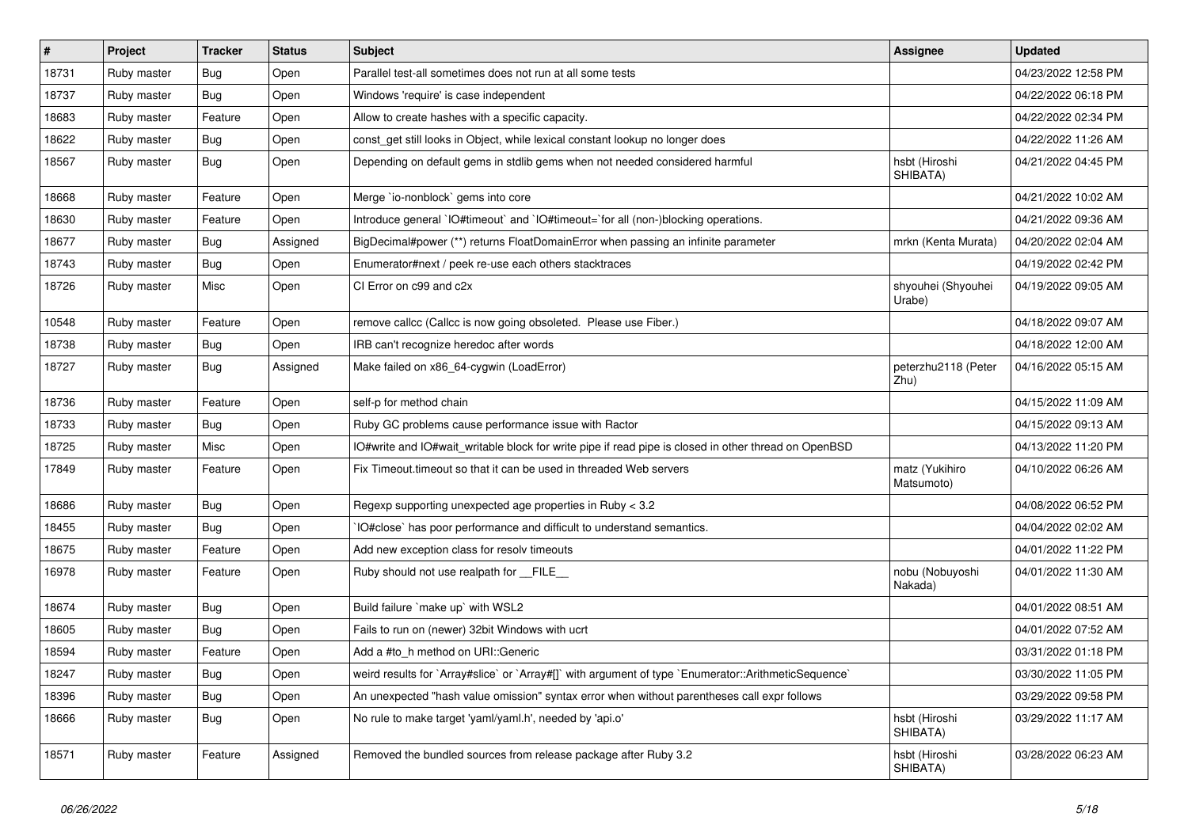| # | Project | Tracker | Status | Subject | Assignee | Updated |
|---|---|---|---|---|---|---|
| 18731 | Ruby master | Bug | Open | Parallel test-all sometimes does not run at all some tests | | 04/23/2022 12:58 PM |
| 18737 | Ruby master | Bug | Open | Windows 'require' is case independent | | 04/22/2022 06:18 PM |
| 18683 | Ruby master | Feature | Open | Allow to create hashes with a specific capacity. | | 04/22/2022 02:34 PM |
| 18622 | Ruby master | Bug | Open | const_get still looks in Object, while lexical constant lookup no longer does | | 04/22/2022 11:26 AM |
| 18567 | Ruby master | Bug | Open | Depending on default gems in stdlib gems when not needed considered harmful | hsbt (Hiroshi SHIBATA) | 04/21/2022 04:45 PM |
| 18668 | Ruby master | Feature | Open | Merge `io-nonblock` gems into core | | 04/21/2022 10:02 AM |
| 18630 | Ruby master | Feature | Open | Introduce general `IO#timeout` and `IO#timeout=`for all (non-)blocking operations. | | 04/21/2022 09:36 AM |
| 18677 | Ruby master | Bug | Assigned | BigDecimal#power (**) returns FloatDomainError when passing an infinite parameter | mrkn (Kenta Murata) | 04/20/2022 02:04 AM |
| 18743 | Ruby master | Bug | Open | Enumerator#next / peek re-use each others stacktraces | | 04/19/2022 02:42 PM |
| 18726 | Ruby master | Misc | Open | CI Error on c99 and c2x | shyouhei (Shyouhei Urabe) | 04/19/2022 09:05 AM |
| 10548 | Ruby master | Feature | Open | remove callcc (Callcc is now going obsoleted. Please use Fiber.) | | 04/18/2022 09:07 AM |
| 18738 | Ruby master | Bug | Open | IRB can't recognize heredoc after words | | 04/18/2022 12:00 AM |
| 18727 | Ruby master | Bug | Assigned | Make failed on x86_64-cygwin (LoadError) | peterzhu2118 (Peter Zhu) | 04/16/2022 05:15 AM |
| 18736 | Ruby master | Feature | Open | self-p for method chain | | 04/15/2022 11:09 AM |
| 18733 | Ruby master | Bug | Open | Ruby GC problems cause performance issue with Ractor | | 04/15/2022 09:13 AM |
| 18725 | Ruby master | Misc | Open | IO#write and IO#wait_writable block for write pipe if read pipe is closed in other thread on OpenBSD | | 04/13/2022 11:20 PM |
| 17849 | Ruby master | Feature | Open | Fix Timeout.timeout so that it can be used in threaded Web servers | matz (Yukihiro Matsumoto) | 04/10/2022 06:26 AM |
| 18686 | Ruby master | Bug | Open | Regexp supporting unexpected age properties in Ruby < 3.2 | | 04/08/2022 06:52 PM |
| 18455 | Ruby master | Bug | Open | `IO#close` has poor performance and difficult to understand semantics. | | 04/04/2022 02:02 AM |
| 18675 | Ruby master | Feature | Open | Add new exception class for resolv timeouts | | 04/01/2022 11:22 PM |
| 16978 | Ruby master | Feature | Open | Ruby should not use realpath for __FILE__ | nobu (Nobuyoshi Nakada) | 04/01/2022 11:30 AM |
| 18674 | Ruby master | Bug | Open | Build failure `make up` with WSL2 | | 04/01/2022 08:51 AM |
| 18605 | Ruby master | Bug | Open | Fails to run on (newer) 32bit Windows with ucrt | | 04/01/2022 07:52 AM |
| 18594 | Ruby master | Feature | Open | Add a #to_h method on URI::Generic | | 03/31/2022 01:18 PM |
| 18247 | Ruby master | Bug | Open | weird results for `Array#slice` or `Array#[]` with argument of type `Enumerator::ArithmeticSequence` | | 03/30/2022 11:05 PM |
| 18396 | Ruby master | Bug | Open | An unexpected "hash value omission" syntax error when without parentheses call expr follows | | 03/29/2022 09:58 PM |
| 18666 | Ruby master | Bug | Open | No rule to make target 'yaml/yaml.h', needed by 'api.o' | hsbt (Hiroshi SHIBATA) | 03/29/2022 11:17 AM |
| 18571 | Ruby master | Feature | Assigned | Removed the bundled sources from release package after Ruby 3.2 | hsbt (Hiroshi SHIBATA) | 03/28/2022 06:23 AM |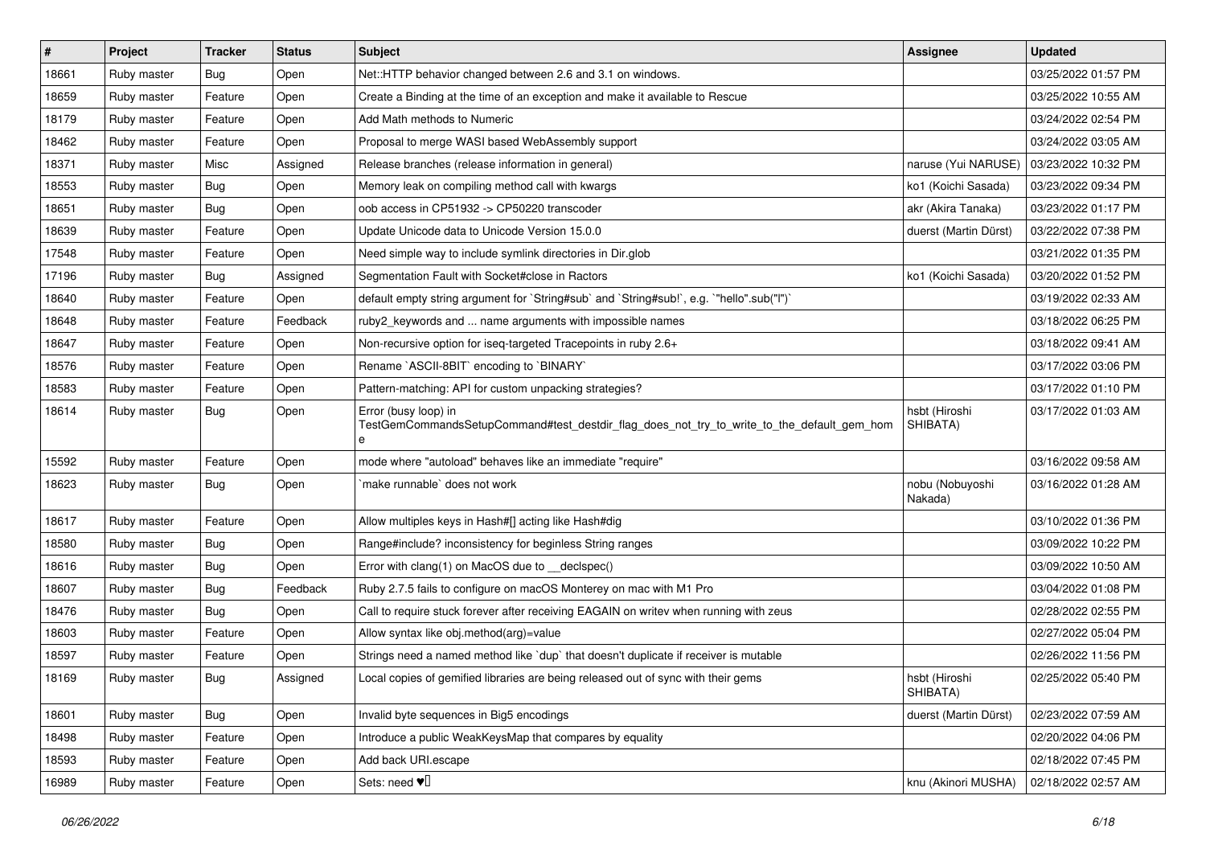| # | Project | Tracker | Status | Subject | Assignee | Updated |
|---|---|---|---|---|---|---|
| 18661 | Ruby master | Bug | Open | Net::HTTP behavior changed between 2.6 and 3.1 on windows. | | 03/25/2022 01:57 PM |
| 18659 | Ruby master | Feature | Open | Create a Binding at the time of an exception and make it available to Rescue | | 03/25/2022 10:55 AM |
| 18179 | Ruby master | Feature | Open | Add Math methods to Numeric | | 03/24/2022 02:54 PM |
| 18462 | Ruby master | Feature | Open | Proposal to merge WASI based WebAssembly support | | 03/24/2022 03:05 AM |
| 18371 | Ruby master | Misc | Assigned | Release branches (release information in general) | naruse (Yui NARUSE) | 03/23/2022 10:32 PM |
| 18553 | Ruby master | Bug | Open | Memory leak on compiling method call with kwargs | ko1 (Koichi Sasada) | 03/23/2022 09:34 PM |
| 18651 | Ruby master | Bug | Open | oob access in CP51932 -> CP50220 transcoder | akr (Akira Tanaka) | 03/23/2022 01:17 PM |
| 18639 | Ruby master | Feature | Open | Update Unicode data to Unicode Version 15.0.0 | duerst (Martin Dürst) | 03/22/2022 07:38 PM |
| 17548 | Ruby master | Feature | Open | Need simple way to include symlink directories in Dir.glob | | 03/21/2022 01:35 PM |
| 17196 | Ruby master | Bug | Assigned | Segmentation Fault with Socket#close in Ractors | ko1 (Koichi Sasada) | 03/20/2022 01:52 PM |
| 18640 | Ruby master | Feature | Open | default empty string argument for `String#sub` and `String#sub!`, e.g. `"hello".sub("l")` | | 03/19/2022 02:33 AM |
| 18648 | Ruby master | Feature | Feedback | ruby2_keywords and ... name arguments with impossible names | | 03/18/2022 06:25 PM |
| 18647 | Ruby master | Feature | Open | Non-recursive option for iseq-targeted Tracepoints in ruby 2.6+ | | 03/18/2022 09:41 AM |
| 18576 | Ruby master | Feature | Open | Rename `ASCII-8BIT` encoding to `BINARY` | | 03/17/2022 03:06 PM |
| 18583 | Ruby master | Feature | Open | Pattern-matching: API for custom unpacking strategies? | | 03/17/2022 01:10 PM |
| 18614 | Ruby master | Bug | Open | Error (busy loop) in TestGemCommandsSetupCommand#test_destdir_flag_does_not_try_to_write_to_the_default_gem_home | hsbt (Hiroshi SHIBATA) | 03/17/2022 01:03 AM |
| 15592 | Ruby master | Feature | Open | mode where "autoload" behaves like an immediate "require" | | 03/16/2022 09:58 AM |
| 18623 | Ruby master | Bug | Open | `make runnable` does not work | nobu (Nobuyoshi Nakada) | 03/16/2022 01:28 AM |
| 18617 | Ruby master | Feature | Open | Allow multiples keys in Hash#[] acting like Hash#dig | | 03/10/2022 01:36 PM |
| 18580 | Ruby master | Bug | Open | Range#include? inconsistency for beginless String ranges | | 03/09/2022 10:22 PM |
| 18616 | Ruby master | Bug | Open | Error with clang(1) on MacOS due to __declspec() | | 03/09/2022 10:50 AM |
| 18607 | Ruby master | Bug | Feedback | Ruby 2.7.5 fails to configure on macOS Monterey on mac with M1 Pro | | 03/04/2022 01:08 PM |
| 18476 | Ruby master | Bug | Open | Call to require stuck forever after receiving EAGAIN on writev when running with zeus | | 02/28/2022 02:55 PM |
| 18603 | Ruby master | Feature | Open | Allow syntax like obj.method(arg)=value | | 02/27/2022 05:04 PM |
| 18597 | Ruby master | Feature | Open | Strings need a named method like `dup` that doesn't duplicate if receiver is mutable | | 02/26/2022 11:56 PM |
| 18169 | Ruby master | Bug | Assigned | Local copies of gemified libraries are being released out of sync with their gems | hsbt (Hiroshi SHIBATA) | 02/25/2022 05:40 PM |
| 18601 | Ruby master | Bug | Open | Invalid byte sequences in Big5 encodings | duerst (Martin Dürst) | 02/23/2022 07:59 AM |
| 18498 | Ruby master | Feature | Open | Introduce a public WeakKeysMap that compares by equality | | 02/20/2022 04:06 PM |
| 18593 | Ruby master | Feature | Open | Add back URI.escape | | 02/18/2022 07:45 PM |
| 16989 | Ruby master | Feature | Open | Sets: need ♥️ | knu (Akinori MUSHA) | 02/18/2022 02:57 AM |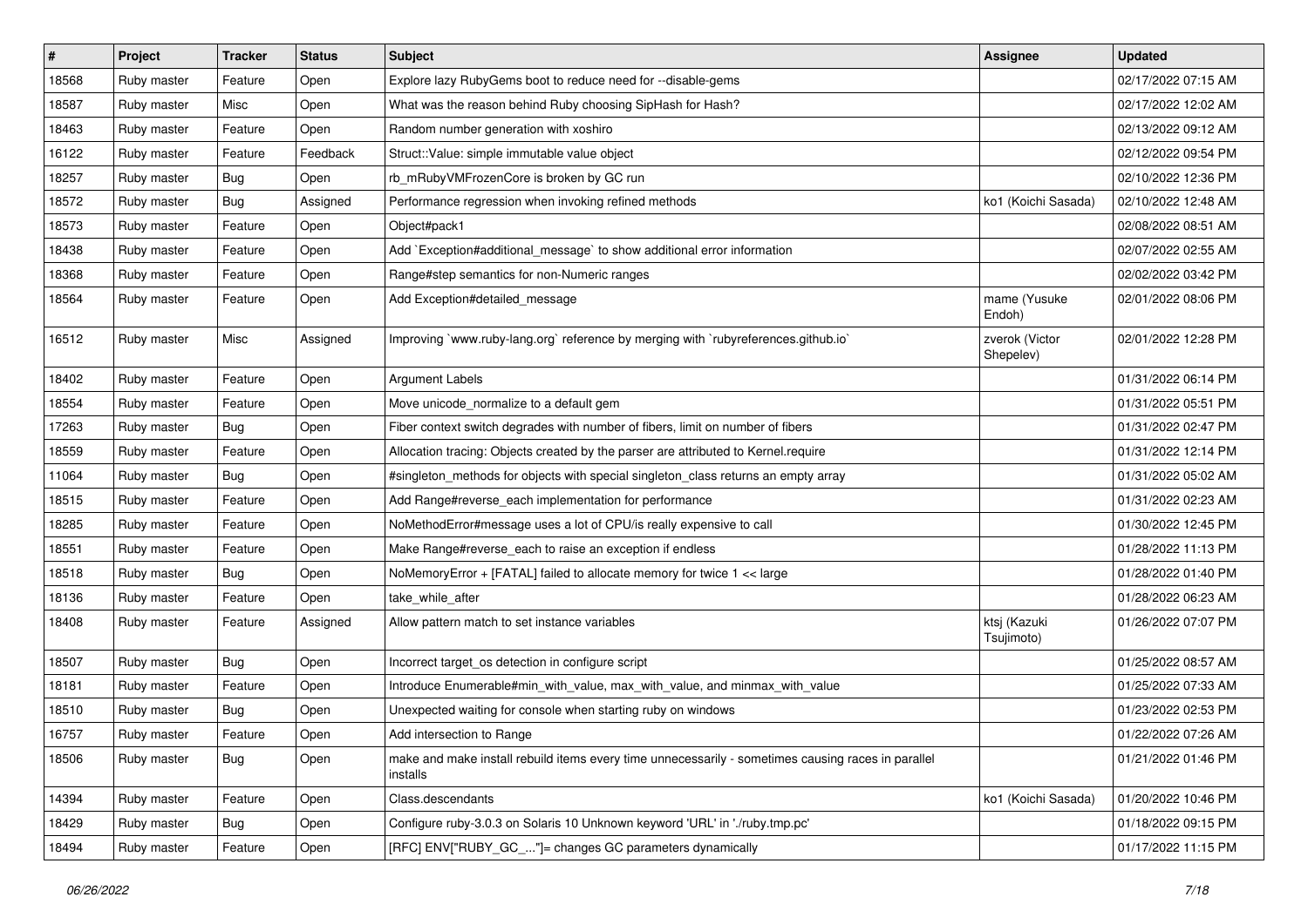| # | Project | Tracker | Status | Subject | Assignee | Updated |
|---|---|---|---|---|---|---|
| 18568 | Ruby master | Feature | Open | Explore lazy RubyGems boot to reduce need for --disable-gems | | 02/17/2022 07:15 AM |
| 18587 | Ruby master | Misc | Open | What was the reason behind Ruby choosing SipHash for Hash? | | 02/17/2022 12:02 AM |
| 18463 | Ruby master | Feature | Open | Random number generation with xoshiro | | 02/13/2022 09:12 AM |
| 16122 | Ruby master | Feature | Feedback | Struct::Value: simple immutable value object | | 02/12/2022 09:54 PM |
| 18257 | Ruby master | Bug | Open | rb_mRubyVMFrozenCore is broken by GC run | | 02/10/2022 12:36 PM |
| 18572 | Ruby master | Bug | Assigned | Performance regression when invoking refined methods | ko1 (Koichi Sasada) | 02/10/2022 12:48 AM |
| 18573 | Ruby master | Feature | Open | Object#pack1 | | 02/08/2022 08:51 AM |
| 18438 | Ruby master | Feature | Open | Add `Exception#additional_message` to show additional error information | | 02/07/2022 02:55 AM |
| 18368 | Ruby master | Feature | Open | Range#step semantics for non-Numeric ranges | | 02/02/2022 03:42 PM |
| 18564 | Ruby master | Feature | Open | Add Exception#detailed_message | mame (Yusuke Endoh) | 02/01/2022 08:06 PM |
| 16512 | Ruby master | Misc | Assigned | Improving `www.ruby-lang.org` reference by merging with `rubyreferences.github.io` | zverok (Victor Shepelev) | 02/01/2022 12:28 PM |
| 18402 | Ruby master | Feature | Open | Argument Labels | | 01/31/2022 06:14 PM |
| 18554 | Ruby master | Feature | Open | Move unicode_normalize to a default gem | | 01/31/2022 05:51 PM |
| 17263 | Ruby master | Bug | Open | Fiber context switch degrades with number of fibers, limit on number of fibers | | 01/31/2022 02:47 PM |
| 18559 | Ruby master | Feature | Open | Allocation tracing: Objects created by the parser are attributed to Kernel.require | | 01/31/2022 12:14 PM |
| 11064 | Ruby master | Bug | Open | #singleton_methods for objects with special singleton_class returns an empty array | | 01/31/2022 05:02 AM |
| 18515 | Ruby master | Feature | Open | Add Range#reverse_each implementation for performance | | 01/31/2022 02:23 AM |
| 18285 | Ruby master | Feature | Open | NoMethodError#message uses a lot of CPU/is really expensive to call | | 01/30/2022 12:45 PM |
| 18551 | Ruby master | Feature | Open | Make Range#reverse_each to raise an exception if endless | | 01/28/2022 11:13 PM |
| 18518 | Ruby master | Bug | Open | NoMemoryError + [FATAL] failed to allocate memory for twice 1 << large | | 01/28/2022 01:40 PM |
| 18136 | Ruby master | Feature | Open | take_while_after | | 01/28/2022 06:23 AM |
| 18408 | Ruby master | Feature | Assigned | Allow pattern match to set instance variables | ktsj (Kazuki Tsujimoto) | 01/26/2022 07:07 PM |
| 18507 | Ruby master | Bug | Open | Incorrect target_os detection in configure script | | 01/25/2022 08:57 AM |
| 18181 | Ruby master | Feature | Open | Introduce Enumerable#min_with_value, max_with_value, and minmax_with_value | | 01/25/2022 07:33 AM |
| 18510 | Ruby master | Bug | Open | Unexpected waiting for console when starting ruby on windows | | 01/23/2022 02:53 PM |
| 16757 | Ruby master | Feature | Open | Add intersection to Range | | 01/22/2022 07:26 AM |
| 18506 | Ruby master | Bug | Open | make and make install rebuild items every time unnecessarily - sometimes causing races in parallel installs | | 01/21/2022 01:46 PM |
| 14394 | Ruby master | Feature | Open | Class.descendants | ko1 (Koichi Sasada) | 01/20/2022 10:46 PM |
| 18429 | Ruby master | Bug | Open | Configure ruby-3.0.3 on Solaris 10 Unknown keyword 'URL' in './ruby.tmp.pc' | | 01/18/2022 09:15 PM |
| 18494 | Ruby master | Feature | Open | [RFC] ENV["RUBY_GC_..."]= changes GC parameters dynamically | | 01/17/2022 11:15 PM |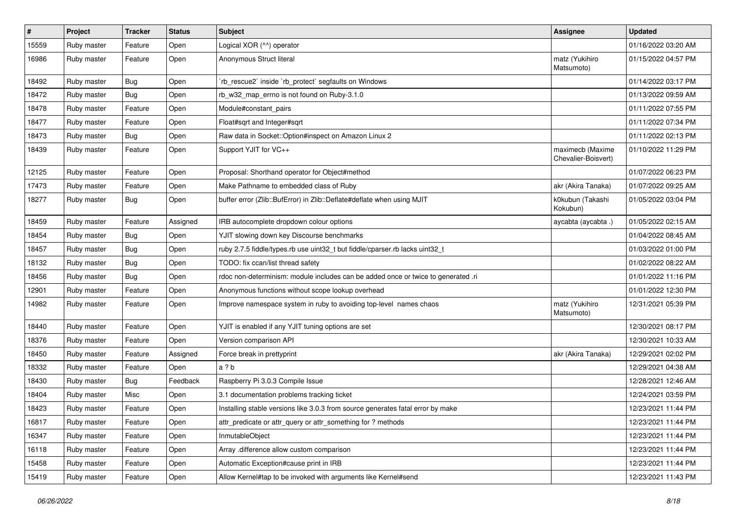| # | Project | Tracker | Status | Subject | Assignee | Updated |
|---|---|---|---|---|---|---|
| 15559 | Ruby master | Feature | Open | Logical XOR (^^) operator | | 01/16/2022 03:20 AM |
| 16986 | Ruby master | Feature | Open | Anonymous Struct literal | matz (Yukihiro Matsumoto) | 01/15/2022 04:57 PM |
| 18492 | Ruby master | Bug | Open | `rb_rescue2` inside `rb_protect` segfaults on Windows | | 01/14/2022 03:17 PM |
| 18472 | Ruby master | Bug | Open | rb_w32_map_errno is not found on Ruby-3.1.0 | | 01/13/2022 09:59 AM |
| 18478 | Ruby master | Feature | Open | Module#constant_pairs | | 01/11/2022 07:55 PM |
| 18477 | Ruby master | Feature | Open | Float#sqrt and Integer#sqrt | | 01/11/2022 07:34 PM |
| 18473 | Ruby master | Bug | Open | Raw data in Socket::Option#inspect on Amazon Linux 2 | | 01/11/2022 02:13 PM |
| 18439 | Ruby master | Feature | Open | Support YJIT for VC++ | maximecb (Maxime Chevalier-Boisvert) | 01/10/2022 11:29 PM |
| 12125 | Ruby master | Feature | Open | Proposal: Shorthand operator for Object#method | | 01/07/2022 06:23 PM |
| 17473 | Ruby master | Feature | Open | Make Pathname to embedded class of Ruby | akr (Akira Tanaka) | 01/07/2022 09:25 AM |
| 18277 | Ruby master | Bug | Open | buffer error (Zlib::BufError) in Zlib::Deflate#deflate when using MJIT | k0kubun (Takashi Kokubun) | 01/05/2022 03:04 PM |
| 18459 | Ruby master | Feature | Assigned | IRB autocomplete dropdown colour options | aycabta (aycabta .) | 01/05/2022 02:15 AM |
| 18454 | Ruby master | Bug | Open | YJIT slowing down key Discourse benchmarks | | 01/04/2022 08:45 AM |
| 18457 | Ruby master | Bug | Open | ruby 2.7.5 fiddle/types.rb use uint32_t but fiddle/cparser.rb lacks uint32_t | | 01/03/2022 01:00 PM |
| 18132 | Ruby master | Bug | Open | TODO: fix ccan/list thread safety | | 01/02/2022 08:22 AM |
| 18456 | Ruby master | Bug | Open | rdoc non-determinism: module includes can be added once or twice to generated .ri | | 01/01/2022 11:16 PM |
| 12901 | Ruby master | Feature | Open | Anonymous functions without scope lookup overhead | | 01/01/2022 12:30 PM |
| 14982 | Ruby master | Feature | Open | Improve namespace system in ruby to avoiding top-level names chaos | matz (Yukihiro Matsumoto) | 12/31/2021 05:39 PM |
| 18440 | Ruby master | Feature | Open | YJIT is enabled if any YJIT tuning options are set | | 12/30/2021 08:17 PM |
| 18376 | Ruby master | Feature | Open | Version comparison API | | 12/30/2021 10:33 AM |
| 18450 | Ruby master | Feature | Assigned | Force break in prettyprint | akr (Akira Tanaka) | 12/29/2021 02:02 PM |
| 18332 | Ruby master | Feature | Open | a ? b | | 12/29/2021 04:38 AM |
| 18430 | Ruby master | Bug | Feedback | Raspberry Pi 3.0.3 Compile Issue | | 12/28/2021 12:46 AM |
| 18404 | Ruby master | Misc | Open | 3.1 documentation problems tracking ticket | | 12/24/2021 03:59 PM |
| 18423 | Ruby master | Feature | Open | Installing stable versions like 3.0.3 from source generates fatal error by make | | 12/23/2021 11:44 PM |
| 16817 | Ruby master | Feature | Open | attr_predicate or attr_query or attr_something for ? methods | | 12/23/2021 11:44 PM |
| 16347 | Ruby master | Feature | Open | InmutableObject | | 12/23/2021 11:44 PM |
| 16118 | Ruby master | Feature | Open | Array .difference allow custom comparison | | 12/23/2021 11:44 PM |
| 15458 | Ruby master | Feature | Open | Automatic Exception#cause print in IRB | | 12/23/2021 11:44 PM |
| 15419 | Ruby master | Feature | Open | Allow Kernel#tap to be invoked with arguments like Kernel#send | | 12/23/2021 11:43 PM |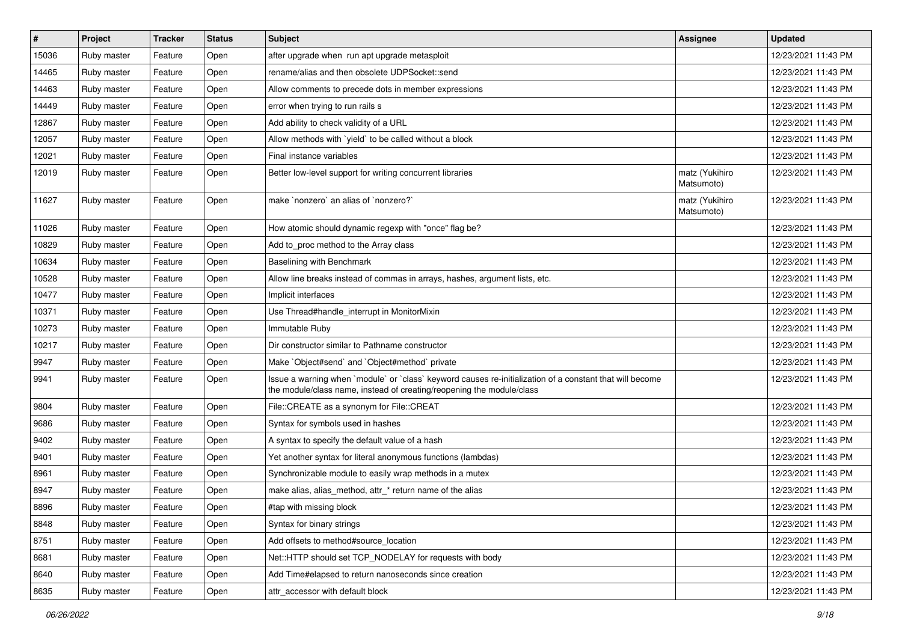| # | Project | Tracker | Status | Subject | Assignee | Updated |
|---|---|---|---|---|---|---|
| 15036 | Ruby master | Feature | Open | after upgrade when run apt upgrade metasploit | | 12/23/2021 11:43 PM |
| 14465 | Ruby master | Feature | Open | rename/alias and then obsolete UDPSocket::send | | 12/23/2021 11:43 PM |
| 14463 | Ruby master | Feature | Open | Allow comments to precede dots in member expressions | | 12/23/2021 11:43 PM |
| 14449 | Ruby master | Feature | Open | error when trying to run rails s | | 12/23/2021 11:43 PM |
| 12867 | Ruby master | Feature | Open | Add ability to check validity of a URL | | 12/23/2021 11:43 PM |
| 12057 | Ruby master | Feature | Open | Allow methods with `yield` to be called without a block | | 12/23/2021 11:43 PM |
| 12021 | Ruby master | Feature | Open | Final instance variables | | 12/23/2021 11:43 PM |
| 12019 | Ruby master | Feature | Open | Better low-level support for writing concurrent libraries | matz (Yukihiro Matsumoto) | 12/23/2021 11:43 PM |
| 11627 | Ruby master | Feature | Open | make `nonzero` an alias of `nonzero?` | matz (Yukihiro Matsumoto) | 12/23/2021 11:43 PM |
| 11026 | Ruby master | Feature | Open | How atomic should dynamic regexp with "once" flag be? | | 12/23/2021 11:43 PM |
| 10829 | Ruby master | Feature | Open | Add to_proc method to the Array class | | 12/23/2021 11:43 PM |
| 10634 | Ruby master | Feature | Open | Baselining with Benchmark | | 12/23/2021 11:43 PM |
| 10528 | Ruby master | Feature | Open | Allow line breaks instead of commas in arrays, hashes, argument lists, etc. | | 12/23/2021 11:43 PM |
| 10477 | Ruby master | Feature | Open | Implicit interfaces | | 12/23/2021 11:43 PM |
| 10371 | Ruby master | Feature | Open | Use Thread#handle_interrupt in MonitorMixin | | 12/23/2021 11:43 PM |
| 10273 | Ruby master | Feature | Open | Immutable Ruby | | 12/23/2021 11:43 PM |
| 10217 | Ruby master | Feature | Open | Dir constructor similar to Pathname constructor | | 12/23/2021 11:43 PM |
| 9947 | Ruby master | Feature | Open | Make `Object#send` and `Object#method` private | | 12/23/2021 11:43 PM |
| 9941 | Ruby master | Feature | Open | Issue a warning when `module` or `class` keyword causes re-initialization of a constant that will become the module/class name, instead of creating/reopening the module/class | | 12/23/2021 11:43 PM |
| 9804 | Ruby master | Feature | Open | File::CREATE as a synonym for File::CREAT | | 12/23/2021 11:43 PM |
| 9686 | Ruby master | Feature | Open | Syntax for symbols used in hashes | | 12/23/2021 11:43 PM |
| 9402 | Ruby master | Feature | Open | A syntax to specify the default value of a hash | | 12/23/2021 11:43 PM |
| 9401 | Ruby master | Feature | Open | Yet another syntax for literal anonymous functions (lambdas) | | 12/23/2021 11:43 PM |
| 8961 | Ruby master | Feature | Open | Synchronizable module to easily wrap methods in a mutex | | 12/23/2021 11:43 PM |
| 8947 | Ruby master | Feature | Open | make alias, alias_method, attr_* return name of the alias | | 12/23/2021 11:43 PM |
| 8896 | Ruby master | Feature | Open | #tap with missing block | | 12/23/2021 11:43 PM |
| 8848 | Ruby master | Feature | Open | Syntax for binary strings | | 12/23/2021 11:43 PM |
| 8751 | Ruby master | Feature | Open | Add offsets to method#source_location | | 12/23/2021 11:43 PM |
| 8681 | Ruby master | Feature | Open | Net::HTTP should set TCP_NODELAY for requests with body | | 12/23/2021 11:43 PM |
| 8640 | Ruby master | Feature | Open | Add Time#elapsed to return nanoseconds since creation | | 12/23/2021 11:43 PM |
| 8635 | Ruby master | Feature | Open | attr_accessor with default block | | 12/23/2021 11:43 PM |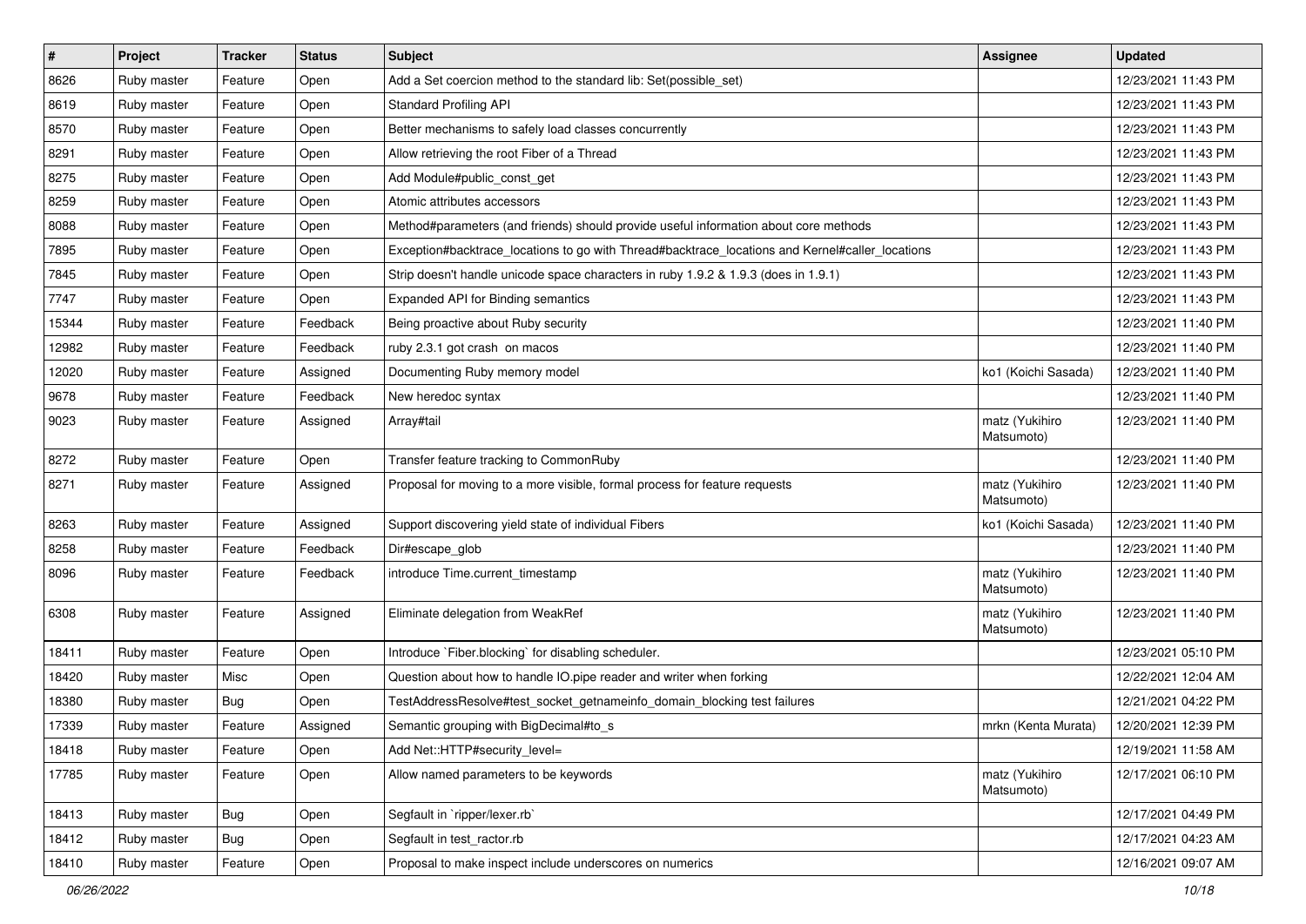| # | Project | Tracker | Status | Subject | Assignee | Updated |
|---|---|---|---|---|---|---|
| 8626 | Ruby master | Feature | Open | Add a Set coercion method to the standard lib: Set(possible_set) | | 12/23/2021 11:43 PM |
| 8619 | Ruby master | Feature | Open | Standard Profiling API | | 12/23/2021 11:43 PM |
| 8570 | Ruby master | Feature | Open | Better mechanisms to safely load classes concurrently | | 12/23/2021 11:43 PM |
| 8291 | Ruby master | Feature | Open | Allow retrieving the root Fiber of a Thread | | 12/23/2021 11:43 PM |
| 8275 | Ruby master | Feature | Open | Add Module#public_const_get | | 12/23/2021 11:43 PM |
| 8259 | Ruby master | Feature | Open | Atomic attributes accessors | | 12/23/2021 11:43 PM |
| 8088 | Ruby master | Feature | Open | Method#parameters (and friends) should provide useful information about core methods | | 12/23/2021 11:43 PM |
| 7895 | Ruby master | Feature | Open | Exception#backtrace_locations to go with Thread#backtrace_locations and Kernel#caller_locations | | 12/23/2021 11:43 PM |
| 7845 | Ruby master | Feature | Open | Strip doesn't handle unicode space characters in ruby 1.9.2 & 1.9.3 (does in 1.9.1) | | 12/23/2021 11:43 PM |
| 7747 | Ruby master | Feature | Open | Expanded API for Binding semantics | | 12/23/2021 11:43 PM |
| 15344 | Ruby master | Feature | Feedback | Being proactive about Ruby security | | 12/23/2021 11:40 PM |
| 12982 | Ruby master | Feature | Feedback | ruby 2.3.1 got crash on macos | | 12/23/2021 11:40 PM |
| 12020 | Ruby master | Feature | Assigned | Documenting Ruby memory model | ko1 (Koichi Sasada) | 12/23/2021 11:40 PM |
| 9678 | Ruby master | Feature | Feedback | New heredoc syntax | | 12/23/2021 11:40 PM |
| 9023 | Ruby master | Feature | Assigned | Array#tail | matz (Yukihiro Matsumoto) | 12/23/2021 11:40 PM |
| 8272 | Ruby master | Feature | Open | Transfer feature tracking to CommonRuby | | 12/23/2021 11:40 PM |
| 8271 | Ruby master | Feature | Assigned | Proposal for moving to a more visible, formal process for feature requests | matz (Yukihiro Matsumoto) | 12/23/2021 11:40 PM |
| 8263 | Ruby master | Feature | Assigned | Support discovering yield state of individual Fibers | ko1 (Koichi Sasada) | 12/23/2021 11:40 PM |
| 8258 | Ruby master | Feature | Feedback | Dir#escape_glob | | 12/23/2021 11:40 PM |
| 8096 | Ruby master | Feature | Feedback | introduce Time.current_timestamp | matz (Yukihiro Matsumoto) | 12/23/2021 11:40 PM |
| 6308 | Ruby master | Feature | Assigned | Eliminate delegation from WeakRef | matz (Yukihiro Matsumoto) | 12/23/2021 11:40 PM |
| 18411 | Ruby master | Feature | Open | Introduce `Fiber.blocking` for disabling scheduler. | | 12/23/2021 05:10 PM |
| 18420 | Ruby master | Misc | Open | Question about how to handle IO.pipe reader and writer when forking | | 12/22/2021 12:04 AM |
| 18380 | Ruby master | Bug | Open | TestAddressResolve#test_socket_getnameinfo_domain_blocking test failures | | 12/21/2021 04:22 PM |
| 17339 | Ruby master | Feature | Assigned | Semantic grouping with BigDecimal#to_s | mrkn (Kenta Murata) | 12/20/2021 12:39 PM |
| 18418 | Ruby master | Feature | Open | Add Net::HTTP#security_level= | | 12/19/2021 11:58 AM |
| 17785 | Ruby master | Feature | Open | Allow named parameters to be keywords | matz (Yukihiro Matsumoto) | 12/17/2021 06:10 PM |
| 18413 | Ruby master | Bug | Open | Segfault in `ripper/lexer.rb` | | 12/17/2021 04:49 PM |
| 18412 | Ruby master | Bug | Open | Segfault in test_ractor.rb | | 12/17/2021 04:23 AM |
| 18410 | Ruby master | Feature | Open | Proposal to make inspect include underscores on numerics | | 12/16/2021 09:07 AM |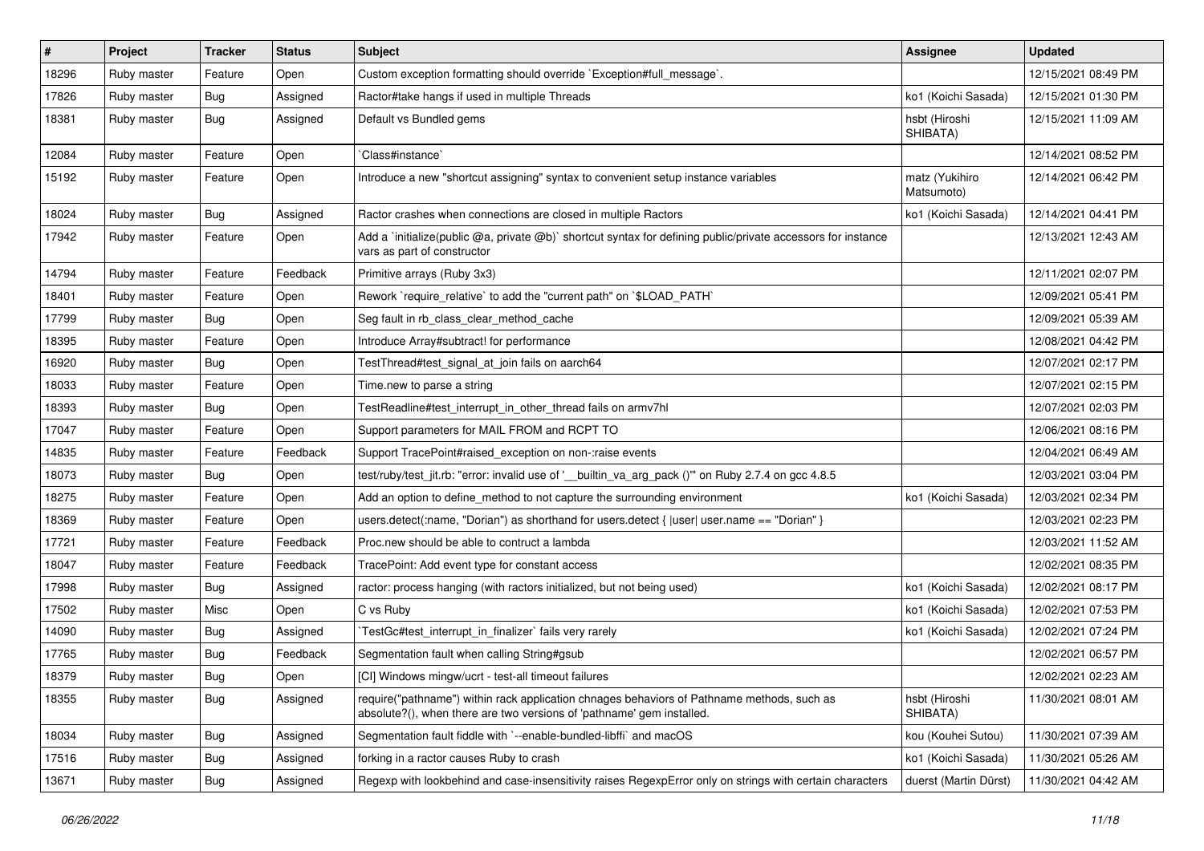| # | Project | Tracker | Status | Subject | Assignee | Updated |
|---|---|---|---|---|---|---|
| 18296 | Ruby master | Feature | Open | Custom exception formatting should override `Exception#full_message`. | | 12/15/2021 08:49 PM |
| 17826 | Ruby master | Bug | Assigned | Ractor#take hangs if used in multiple Threads | ko1 (Koichi Sasada) | 12/15/2021 01:30 PM |
| 18381 | Ruby master | Bug | Assigned | Default vs Bundled gems | hsbt (Hiroshi SHIBATA) | 12/15/2021 11:09 AM |
| 12084 | Ruby master | Feature | Open | `Class#instance` | | 12/14/2021 08:52 PM |
| 15192 | Ruby master | Feature | Open | Introduce a new "shortcut assigning" syntax to convenient setup instance variables | matz (Yukihiro Matsumoto) | 12/14/2021 06:42 PM |
| 18024 | Ruby master | Bug | Assigned | Ractor crashes when connections are closed in multiple Ractors | ko1 (Koichi Sasada) | 12/14/2021 04:41 PM |
| 17942 | Ruby master | Feature | Open | Add a `initialize(public @a, private @b)` shortcut syntax for defining public/private accessors for instance vars as part of constructor | | 12/13/2021 12:43 AM |
| 14794 | Ruby master | Feature | Feedback | Primitive arrays (Ruby 3x3) | | 12/11/2021 02:07 PM |
| 18401 | Ruby master | Feature | Open | Rework `require_relative` to add the "current path" on `$LOAD_PATH` | | 12/09/2021 05:41 PM |
| 17799 | Ruby master | Bug | Open | Seg fault in rb_class_clear_method_cache | | 12/09/2021 05:39 AM |
| 18395 | Ruby master | Feature | Open | Introduce Array#subtract! for performance | | 12/08/2021 04:42 PM |
| 16920 | Ruby master | Bug | Open | TestThread#test_signal_at_join fails on aarch64 | | 12/07/2021 02:17 PM |
| 18033 | Ruby master | Feature | Open | Time.new to parse a string | | 12/07/2021 02:15 PM |
| 18393 | Ruby master | Bug | Open | TestReadline#test_interrupt_in_other_thread fails on armv7hl | | 12/07/2021 02:03 PM |
| 17047 | Ruby master | Feature | Open | Support parameters for MAIL FROM and RCPT TO | | 12/06/2021 08:16 PM |
| 14835 | Ruby master | Feature | Feedback | Support TracePoint#raised_exception on non-:raise events | | 12/04/2021 06:49 AM |
| 18073 | Ruby master | Bug | Open | test/ruby/test_jit.rb: "error: invalid use of '__builtin_va_arg_pack ()'" on Ruby 2.7.4 on gcc 4.8.5 | | 12/03/2021 03:04 PM |
| 18275 | Ruby master | Feature | Open | Add an option to define_method to not capture the surrounding environment | ko1 (Koichi Sasada) | 12/03/2021 02:34 PM |
| 18369 | Ruby master | Feature | Open | users.detect(:name, "Dorian") as shorthand for users.detect { \|user\| user.name == "Dorian" } | | 12/03/2021 02:23 PM |
| 17721 | Ruby master | Feature | Feedback | Proc.new should be able to contruct a lambda | | 12/03/2021 11:52 AM |
| 18047 | Ruby master | Feature | Feedback | TracePoint: Add event type for constant access | | 12/02/2021 08:35 PM |
| 17998 | Ruby master | Bug | Assigned | ractor: process hanging (with ractors initialized, but not being used) | ko1 (Koichi Sasada) | 12/02/2021 08:17 PM |
| 17502 | Ruby master | Misc | Open | C vs Ruby | ko1 (Koichi Sasada) | 12/02/2021 07:53 PM |
| 14090 | Ruby master | Bug | Assigned | `TestGc#test_interrupt_in_finalizer` fails very rarely | ko1 (Koichi Sasada) | 12/02/2021 07:24 PM |
| 17765 | Ruby master | Bug | Feedback | Segmentation fault when calling String#gsub | | 12/02/2021 06:57 PM |
| 18379 | Ruby master | Bug | Open | [CI] Windows mingw/ucrt - test-all timeout failures | | 12/02/2021 02:23 AM |
| 18355 | Ruby master | Bug | Assigned | require("pathname") within rack application chnages behaviors of Pathname methods, such as absolute?(), when there are two versions of 'pathname' gem installed. | hsbt (Hiroshi SHIBATA) | 11/30/2021 08:01 AM |
| 18034 | Ruby master | Bug | Assigned | Segmentation fault fiddle with `--enable-bundled-libffi` and macOS | kou (Kouhei Sutou) | 11/30/2021 07:39 AM |
| 17516 | Ruby master | Bug | Assigned | forking in a ractor causes Ruby to crash | ko1 (Koichi Sasada) | 11/30/2021 05:26 AM |
| 13671 | Ruby master | Bug | Assigned | Regexp with lookbehind and case-insensitivity raises RegexpError only on strings with certain characters | duerst (Martin Dürst) | 11/30/2021 04:42 AM |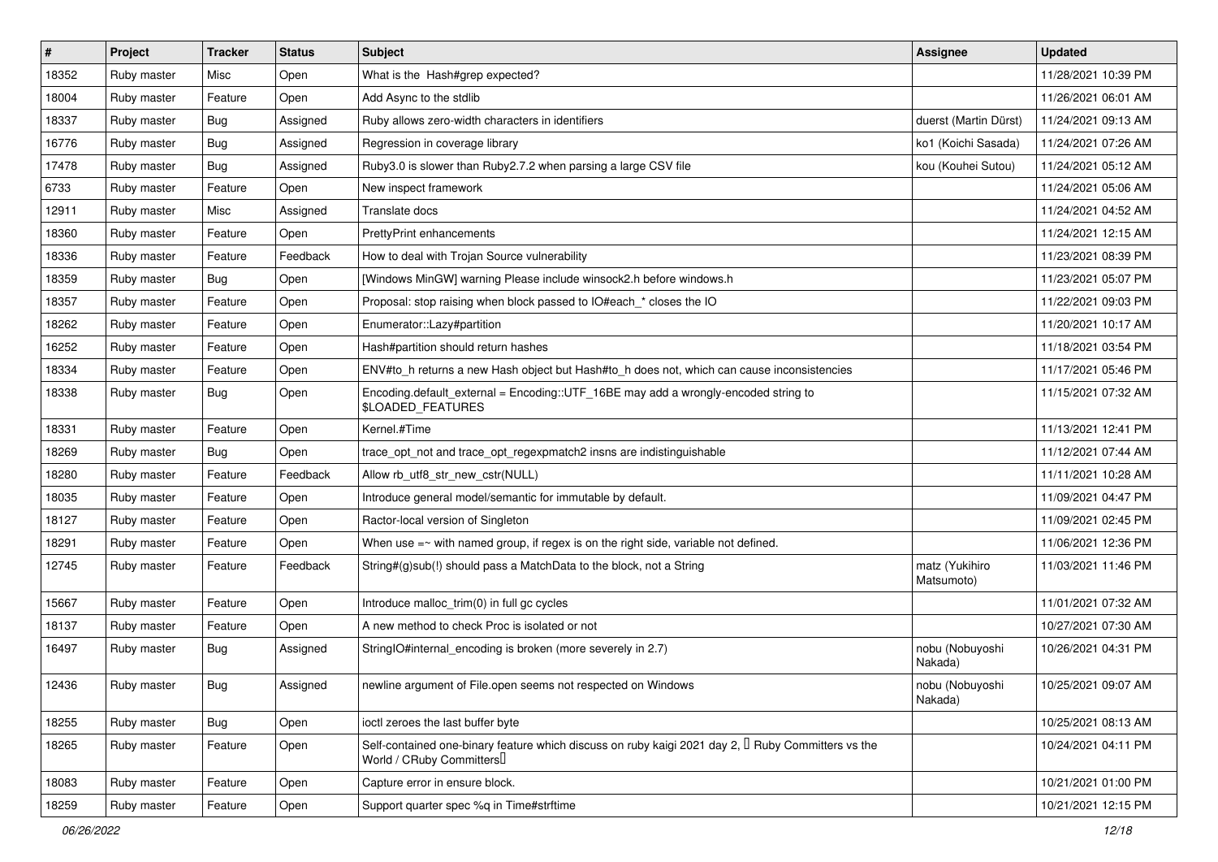| # | Project | Tracker | Status | Subject | Assignee | Updated |
|---|---|---|---|---|---|---|
| 18352 | Ruby master | Misc | Open | What is the  Hash#grep expected? | | 11/28/2021 10:39 PM |
| 18004 | Ruby master | Feature | Open | Add Async to the stdlib | | 11/26/2021 06:01 AM |
| 18337 | Ruby master | Bug | Assigned | Ruby allows zero-width characters in identifiers | duerst (Martin Dürst) | 11/24/2021 09:13 AM |
| 16776 | Ruby master | Bug | Assigned | Regression in coverage library | ko1 (Koichi Sasada) | 11/24/2021 07:26 AM |
| 17478 | Ruby master | Bug | Assigned | Ruby3.0 is slower than Ruby2.7.2 when parsing a large CSV file | kou (Kouhei Sutou) | 11/24/2021 05:12 AM |
| 6733 | Ruby master | Feature | Open | New inspect framework | | 11/24/2021 05:06 AM |
| 12911 | Ruby master | Misc | Assigned | Translate docs | | 11/24/2021 04:52 AM |
| 18360 | Ruby master | Feature | Open | PrettyPrint enhancements | | 11/24/2021 12:15 AM |
| 18336 | Ruby master | Feature | Feedback | How to deal with Trojan Source vulnerability | | 11/23/2021 08:39 PM |
| 18359 | Ruby master | Bug | Open | [Windows MinGW] warning Please include winsock2.h before windows.h | | 11/23/2021 05:07 PM |
| 18357 | Ruby master | Feature | Open | Proposal: stop raising when block passed to IO#each_* closes the IO | | 11/22/2021 09:03 PM |
| 18262 | Ruby master | Feature | Open | Enumerator::Lazy#partition | | 11/20/2021 10:17 AM |
| 16252 | Ruby master | Feature | Open | Hash#partition should return hashes | | 11/18/2021 03:54 PM |
| 18334 | Ruby master | Feature | Open | ENV#to_h returns a new Hash object but Hash#to_h does not, which can cause inconsistencies | | 11/17/2021 05:46 PM |
| 18338 | Ruby master | Bug | Open | Encoding.default_external = Encoding::UTF_16BE may add a wrongly-encoded string to $LOADED_FEATURES | | 11/15/2021 07:32 AM |
| 18331 | Ruby master | Feature | Open | Kernel.#Time | | 11/13/2021 12:41 PM |
| 18269 | Ruby master | Bug | Open | trace_opt_not and trace_opt_regexpmatch2 insns are indistinguishable | | 11/12/2021 07:44 AM |
| 18280 | Ruby master | Feature | Feedback | Allow rb_utf8_str_new_cstr(NULL) | | 11/11/2021 10:28 AM |
| 18035 | Ruby master | Feature | Open | Introduce general model/semantic for immutable by default. | | 11/09/2021 04:47 PM |
| 18127 | Ruby master | Feature | Open | Ractor-local version of Singleton | | 11/09/2021 02:45 PM |
| 18291 | Ruby master | Feature | Open | When use =~ with named group, if regex is on the right side, variable not defined. | | 11/06/2021 12:36 PM |
| 12745 | Ruby master | Feature | Feedback | String#(g)sub(!) should pass a MatchData to the block, not a String | matz (Yukihiro Matsumoto) | 11/03/2021 11:46 PM |
| 15667 | Ruby master | Feature | Open | Introduce malloc_trim(0) in full gc cycles | | 11/01/2021 07:32 AM |
| 18137 | Ruby master | Feature | Open | A new method to check Proc is isolated or not | | 10/27/2021 07:30 AM |
| 16497 | Ruby master | Bug | Assigned | StringIO#internal_encoding is broken (more severely in 2.7) | nobu (Nobuyoshi Nakada) | 10/26/2021 04:31 PM |
| 12436 | Ruby master | Bug | Assigned | newline argument of File.open seems not respected on Windows | nobu (Nobuyoshi Nakada) | 10/25/2021 09:07 AM |
| 18255 | Ruby master | Bug | Open | ioctl zeroes the last buffer byte | | 10/25/2021 08:13 AM |
| 18265 | Ruby master | Feature | Open | Self-contained one-binary feature which discuss on ruby kaigi 2021 day 2, 「Ruby Committers vs the World / CRuby Committers」 | | 10/24/2021 04:11 PM |
| 18083 | Ruby master | Feature | Open | Capture error in ensure block. | | 10/21/2021 01:00 PM |
| 18259 | Ruby master | Feature | Open | Support quarter spec %q in Time#strftime | | 10/21/2021 12:15 PM |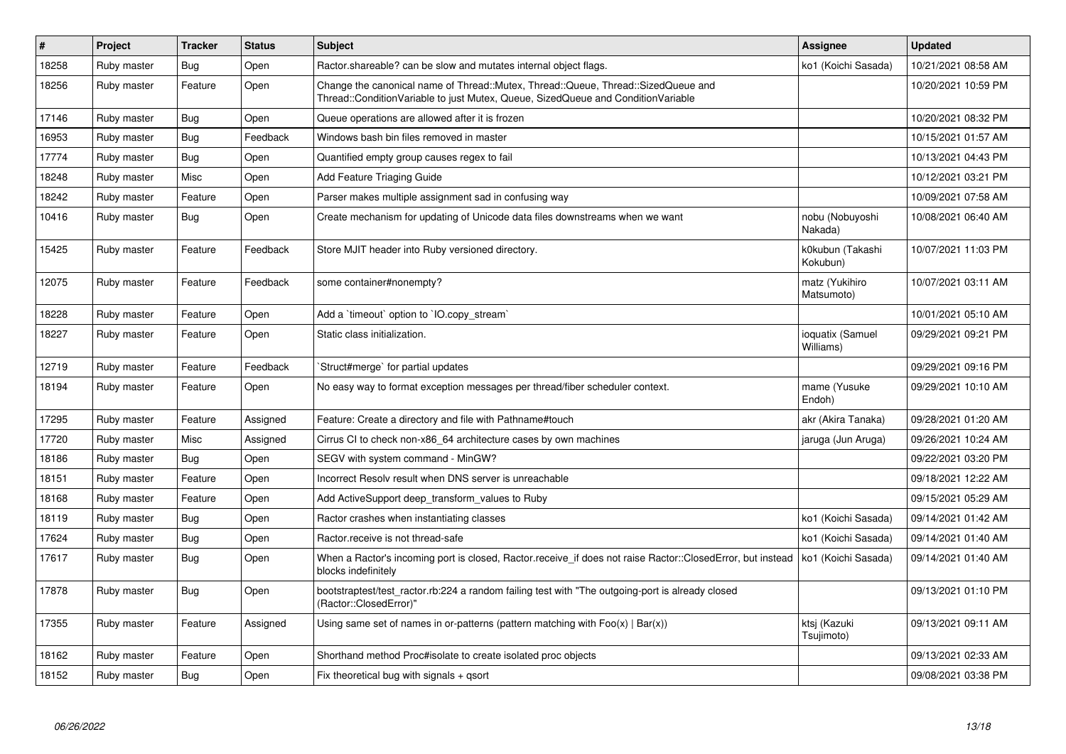| # | Project | Tracker | Status | Subject | Assignee | Updated |
| --- | --- | --- | --- | --- | --- | --- |
| 18258 | Ruby master | Bug | Open | Ractor.shareable? can be slow and mutates internal object flags. | ko1 (Koichi Sasada) | 10/21/2021 08:58 AM |
| 18256 | Ruby master | Feature | Open | Change the canonical name of Thread::Mutex, Thread::Queue, Thread::SizedQueue and Thread::ConditionVariable to just Mutex, Queue, SizedQueue and ConditionVariable | | 10/20/2021 10:59 PM |
| 17146 | Ruby master | Bug | Open | Queue operations are allowed after it is frozen | | 10/20/2021 08:32 PM |
| 16953 | Ruby master | Bug | Feedback | Windows bash bin files removed in master | | 10/15/2021 01:57 AM |
| 17774 | Ruby master | Bug | Open | Quantified empty group causes regex to fail | | 10/13/2021 04:43 PM |
| 18248 | Ruby master | Misc | Open | Add Feature Triaging Guide | | 10/12/2021 03:21 PM |
| 18242 | Ruby master | Feature | Open | Parser makes multiple assignment sad in confusing way | | 10/09/2021 07:58 AM |
| 10416 | Ruby master | Bug | Open | Create mechanism for updating of Unicode data files downstreams when we want | nobu (Nobuyoshi Nakada) | 10/08/2021 06:40 AM |
| 15425 | Ruby master | Feature | Feedback | Store MJIT header into Ruby versioned directory. | k0kubun (Takashi Kokubun) | 10/07/2021 11:03 PM |
| 12075 | Ruby master | Feature | Feedback | some container#nonempty? | matz (Yukihiro Matsumoto) | 10/07/2021 03:11 AM |
| 18228 | Ruby master | Feature | Open | Add a `timeout` option to `IO.copy_stream` | | 10/01/2021 05:10 AM |
| 18227 | Ruby master | Feature | Open | Static class initialization. | ioquatix (Samuel Williams) | 09/29/2021 09:21 PM |
| 12719 | Ruby master | Feature | Feedback | `Struct#merge` for partial updates | | 09/29/2021 09:16 PM |
| 18194 | Ruby master | Feature | Open | No easy way to format exception messages per thread/fiber scheduler context. | mame (Yusuke Endoh) | 09/29/2021 10:10 AM |
| 17295 | Ruby master | Feature | Assigned | Feature: Create a directory and file with Pathname#touch | akr (Akira Tanaka) | 09/28/2021 01:20 AM |
| 17720 | Ruby master | Misc | Assigned | Cirrus CI to check non-x86_64 architecture cases by own machines | jaruga (Jun Aruga) | 09/26/2021 10:24 AM |
| 18186 | Ruby master | Bug | Open | SEGV with system command - MinGW? | | 09/22/2021 03:20 PM |
| 18151 | Ruby master | Feature | Open | Incorrect Resolv result when DNS server is unreachable | | 09/18/2021 12:22 AM |
| 18168 | Ruby master | Feature | Open | Add ActiveSupport deep_transform_values to Ruby | | 09/15/2021 05:29 AM |
| 18119 | Ruby master | Bug | Open | Ractor crashes when instantiating classes | ko1 (Koichi Sasada) | 09/14/2021 01:42 AM |
| 17624 | Ruby master | Bug | Open | Ractor.receive is not thread-safe | ko1 (Koichi Sasada) | 09/14/2021 01:40 AM |
| 17617 | Ruby master | Bug | Open | When a Ractor's incoming port is closed, Ractor.receive_if does not raise Ractor::ClosedError, but instead blocks indefinitely | ko1 (Koichi Sasada) | 09/14/2021 01:40 AM |
| 17878 | Ruby master | Bug | Open | bootstraptest/test_ractor.rb:224 a random failing test with "The outgoing-port is already closed (Ractor::ClosedError)" | | 09/13/2021 01:10 PM |
| 17355 | Ruby master | Feature | Assigned | Using same set of names in or-patterns (pattern matching with Foo(x) \| Bar(x)) | ktsj (Kazuki Tsujimoto) | 09/13/2021 09:11 AM |
| 18162 | Ruby master | Feature | Open | Shorthand method Proc#isolate to create isolated proc objects | | 09/13/2021 02:33 AM |
| 18152 | Ruby master | Bug | Open | Fix theoretical bug with signals + qsort | | 09/08/2021 03:38 PM |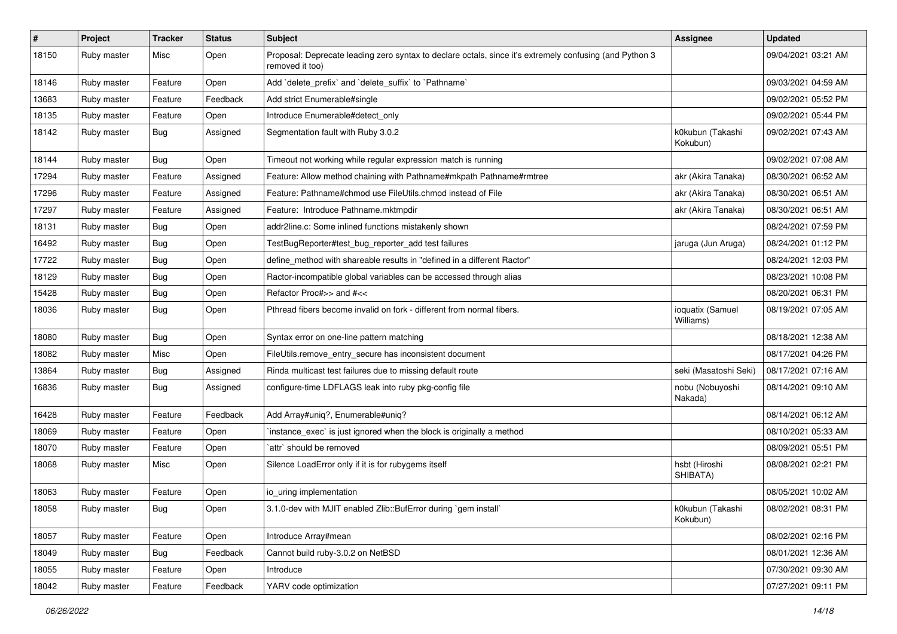| # | Project | Tracker | Status | Subject | Assignee | Updated |
|---|---|---|---|---|---|---|
| 18150 | Ruby master | Misc | Open | Proposal: Deprecate leading zero syntax to declare octals, since it's extremely confusing (and Python 3 removed it too) | | 09/04/2021 03:21 AM |
| 18146 | Ruby master | Feature | Open | Add `delete_prefix` and `delete_suffix` to `Pathname` | | 09/03/2021 04:59 AM |
| 13683 | Ruby master | Feature | Feedback | Add strict Enumerable#single | | 09/02/2021 05:52 PM |
| 18135 | Ruby master | Feature | Open | Introduce Enumerable#detect_only | | 09/02/2021 05:44 PM |
| 18142 | Ruby master | Bug | Assigned | Segmentation fault with Ruby 3.0.2 | k0kubun (Takashi Kokubun) | 09/02/2021 07:43 AM |
| 18144 | Ruby master | Bug | Open | Timeout not working while regular expression match is running | | 09/02/2021 07:08 AM |
| 17294 | Ruby master | Feature | Assigned | Feature: Allow method chaining with Pathname#mkpath Pathname#rmtree | akr (Akira Tanaka) | 08/30/2021 06:52 AM |
| 17296 | Ruby master | Feature | Assigned | Feature: Pathname#chmod use FileUtils.chmod instead of File | akr (Akira Tanaka) | 08/30/2021 06:51 AM |
| 17297 | Ruby master | Feature | Assigned | Feature: Introduce Pathname.mktmpdir | akr (Akira Tanaka) | 08/30/2021 06:51 AM |
| 18131 | Ruby master | Bug | Open | addr2line.c: Some inlined functions mistakenly shown | | 08/24/2021 07:59 PM |
| 16492 | Ruby master | Bug | Open | TestBugReporter#test_bug_reporter_add test failures | jaruga (Jun Aruga) | 08/24/2021 01:12 PM |
| 17722 | Ruby master | Bug | Open | define_method with shareable results in "defined in a different Ractor" | | 08/24/2021 12:03 PM |
| 18129 | Ruby master | Bug | Open | Ractor-incompatible global variables can be accessed through alias | | 08/23/2021 10:08 PM |
| 15428 | Ruby master | Bug | Open | Refactor Proc#>> and #<< | | 08/20/2021 06:31 PM |
| 18036 | Ruby master | Bug | Open | Pthread fibers become invalid on fork - different from normal fibers. | ioquatix (Samuel Williams) | 08/19/2021 07:05 AM |
| 18080 | Ruby master | Bug | Open | Syntax error on one-line pattern matching | | 08/18/2021 12:38 AM |
| 18082 | Ruby master | Misc | Open | FileUtils.remove_entry_secure has inconsistent document | | 08/17/2021 04:26 PM |
| 13864 | Ruby master | Bug | Assigned | Rinda multicast test failures due to missing default route | seki (Masatoshi Seki) | 08/17/2021 07:16 AM |
| 16836 | Ruby master | Bug | Assigned | configure-time LDFLAGS leak into ruby pkg-config file | nobu (Nobuyoshi Nakada) | 08/14/2021 09:10 AM |
| 16428 | Ruby master | Feature | Feedback | Add Array#uniq?, Enumerable#uniq? | | 08/14/2021 06:12 AM |
| 18069 | Ruby master | Feature | Open | `instance_exec` is just ignored when the block is originally a method | | 08/10/2021 05:33 AM |
| 18070 | Ruby master | Feature | Open | `attr` should be removed | | 08/09/2021 05:51 PM |
| 18068 | Ruby master | Misc | Open | Silence LoadError only if it is for rubygems itself | hsbt (Hiroshi SHIBATA) | 08/08/2021 02:21 PM |
| 18063 | Ruby master | Feature | Open | io_uring implementation | | 08/05/2021 10:02 AM |
| 18058 | Ruby master | Bug | Open | 3.1.0-dev with MJIT enabled Zlib::BufError during `gem install` | k0kubun (Takashi Kokubun) | 08/02/2021 08:31 PM |
| 18057 | Ruby master | Feature | Open | Introduce Array#mean | | 08/02/2021 02:16 PM |
| 18049 | Ruby master | Bug | Feedback | Cannot build ruby-3.0.2 on NetBSD | | 08/01/2021 12:36 AM |
| 18055 | Ruby master | Feature | Open | Introduce | | 07/30/2021 09:30 AM |
| 18042 | Ruby master | Feature | Feedback | YARV code optimization | | 07/27/2021 09:11 PM |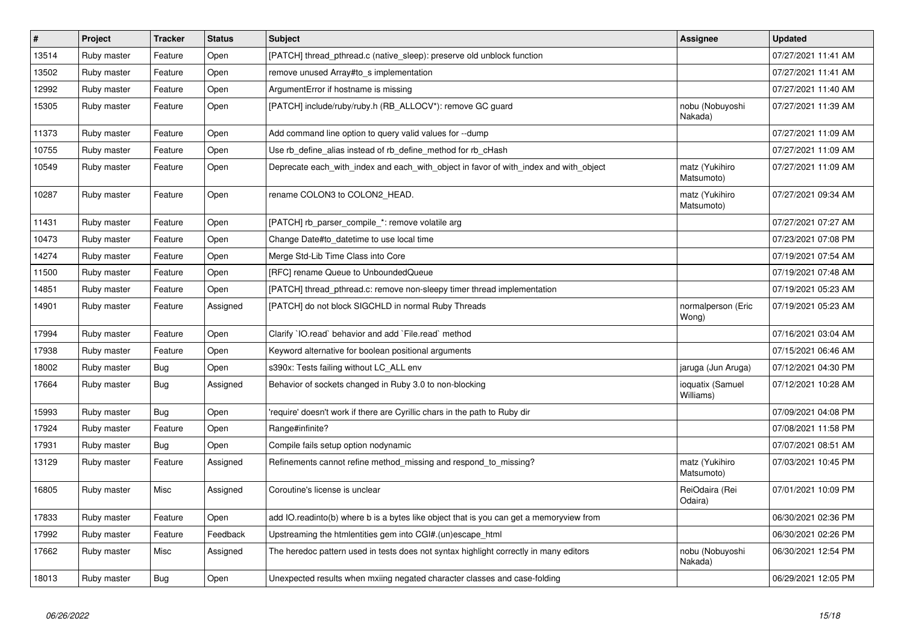| # | Project | Tracker | Status | Subject | Assignee | Updated |
|---|---|---|---|---|---|---|
| 13514 | Ruby master | Feature | Open | [PATCH] thread_pthread.c (native_sleep): preserve old unblock function | | 07/27/2021 11:41 AM |
| 13502 | Ruby master | Feature | Open | remove unused Array#to_s implementation | | 07/27/2021 11:41 AM |
| 12992 | Ruby master | Feature | Open | ArgumentError if hostname is missing | | 07/27/2021 11:40 AM |
| 15305 | Ruby master | Feature | Open | [PATCH] include/ruby/ruby.h (RB_ALLOCV*): remove GC guard | nobu (Nobuyoshi Nakada) | 07/27/2021 11:39 AM |
| 11373 | Ruby master | Feature | Open | Add command line option to query valid values for --dump | | 07/27/2021 11:09 AM |
| 10755 | Ruby master | Feature | Open | Use rb_define_alias instead of rb_define_method for rb_cHash | | 07/27/2021 11:09 AM |
| 10549 | Ruby master | Feature | Open | Deprecate each_with_index and each_with_object in favor of with_index and with_object | matz (Yukihiro Matsumoto) | 07/27/2021 11:09 AM |
| 10287 | Ruby master | Feature | Open | rename COLON3 to COLON2_HEAD. | matz (Yukihiro Matsumoto) | 07/27/2021 09:34 AM |
| 11431 | Ruby master | Feature | Open | [PATCH] rb_parser_compile_*: remove volatile arg | | 07/27/2021 07:27 AM |
| 10473 | Ruby master | Feature | Open | Change Date#to_datetime to use local time | | 07/23/2021 07:08 PM |
| 14274 | Ruby master | Feature | Open | Merge Std-Lib Time Class into Core | | 07/19/2021 07:54 AM |
| 11500 | Ruby master | Feature | Open | [RFC] rename Queue to UnboundedQueue | | 07/19/2021 07:48 AM |
| 14851 | Ruby master | Feature | Open | [PATCH] thread_pthread.c: remove non-sleepy timer thread implementation | | 07/19/2021 05:23 AM |
| 14901 | Ruby master | Feature | Assigned | [PATCH] do not block SIGCHLD in normal Ruby Threads | normalperson (Eric Wong) | 07/19/2021 05:23 AM |
| 17994 | Ruby master | Feature | Open | Clarify `IO.read` behavior and add `File.read` method | | 07/16/2021 03:04 AM |
| 17938 | Ruby master | Feature | Open | Keyword alternative for boolean positional arguments | | 07/15/2021 06:46 AM |
| 18002 | Ruby master | Bug | Open | s390x: Tests failing without LC_ALL env | jaruga (Jun Aruga) | 07/12/2021 04:30 PM |
| 17664 | Ruby master | Bug | Assigned | Behavior of sockets changed in Ruby 3.0 to non-blocking | ioquatix (Samuel Williams) | 07/12/2021 10:28 AM |
| 15993 | Ruby master | Bug | Open | 'require' doesn't work if there are Cyrillic chars in the path to Ruby dir | | 07/09/2021 04:08 PM |
| 17924 | Ruby master | Feature | Open | Range#infinite? | | 07/08/2021 11:58 PM |
| 17931 | Ruby master | Bug | Open | Compile fails setup option nodynamic | | 07/07/2021 08:51 AM |
| 13129 | Ruby master | Feature | Assigned | Refinements cannot refine method_missing and respond_to_missing? | matz (Yukihiro Matsumoto) | 07/03/2021 10:45 PM |
| 16805 | Ruby master | Misc | Assigned | Coroutine's license is unclear | ReiOdaira (Rei Odaira) | 07/01/2021 10:09 PM |
| 17833 | Ruby master | Feature | Open | add IO.readinto(b) where b is a bytes like object that is you can get a memoryview from | | 06/30/2021 02:36 PM |
| 17992 | Ruby master | Feature | Feedback | Upstreaming the htmlentities gem into CGI#.(un)escape_html | | 06/30/2021 02:26 PM |
| 17662 | Ruby master | Misc | Assigned | The heredoc pattern used in tests does not syntax highlight correctly in many editors | nobu (Nobuyoshi Nakada) | 06/30/2021 12:54 PM |
| 18013 | Ruby master | Bug | Open | Unexpected results when mxiing negated character classes and case-folding | | 06/29/2021 12:05 PM |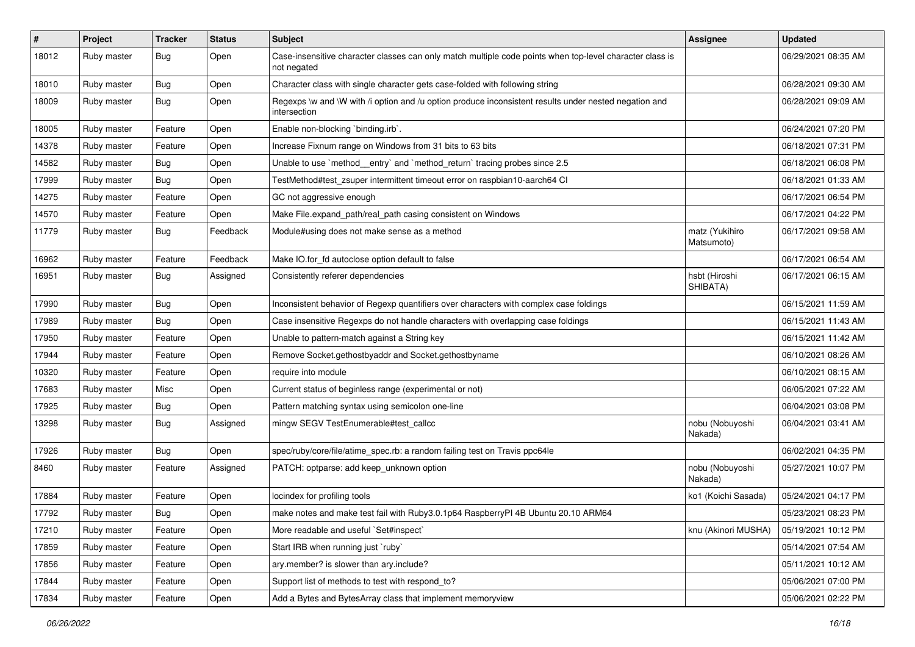| # | Project | Tracker | Status | Subject | Assignee | Updated |
|---|---|---|---|---|---|---|
| 18012 | Ruby master | Bug | Open | Case-insensitive character classes can only match multiple code points when top-level character class is not negated | | 06/29/2021 08:35 AM |
| 18010 | Ruby master | Bug | Open | Character class with single character gets case-folded with following string | | 06/28/2021 09:30 AM |
| 18009 | Ruby master | Bug | Open | Regexps \w and \W with /i option and /u option produce inconsistent results under nested negation and intersection | | 06/28/2021 09:09 AM |
| 18005 | Ruby master | Feature | Open | Enable non-blocking `binding.irb`. | | 06/24/2021 07:20 PM |
| 14378 | Ruby master | Feature | Open | Increase Fixnum range on Windows from 31 bits to 63 bits | | 06/18/2021 07:31 PM |
| 14582 | Ruby master | Bug | Open | Unable to use `method__entry` and `method_return` tracing probes since 2.5 | | 06/18/2021 06:08 PM |
| 17999 | Ruby master | Bug | Open | TestMethod#test_zsuper intermittent timeout error on raspbian10-aarch64 CI | | 06/18/2021 01:33 AM |
| 14275 | Ruby master | Feature | Open | GC not aggressive enough | | 06/17/2021 06:54 PM |
| 14570 | Ruby master | Feature | Open | Make File.expand_path/real_path casing consistent on Windows | | 06/17/2021 04:22 PM |
| 11779 | Ruby master | Bug | Feedback | Module#using does not make sense as a method | matz (Yukihiro Matsumoto) | 06/17/2021 09:58 AM |
| 16962 | Ruby master | Feature | Feedback | Make IO.for_fd autoclose option default to false | | 06/17/2021 06:54 AM |
| 16951 | Ruby master | Bug | Assigned | Consistently referer dependencies | hsbt (Hiroshi SHIBATA) | 06/17/2021 06:15 AM |
| 17990 | Ruby master | Bug | Open | Inconsistent behavior of Regexp quantifiers over characters with complex case foldings | | 06/15/2021 11:59 AM |
| 17989 | Ruby master | Bug | Open | Case insensitive Regexps do not handle characters with overlapping case foldings | | 06/15/2021 11:43 AM |
| 17950 | Ruby master | Feature | Open | Unable to pattern-match against a String key | | 06/15/2021 11:42 AM |
| 17944 | Ruby master | Feature | Open | Remove Socket.gethostbyaddr and Socket.gethostbyname | | 06/10/2021 08:26 AM |
| 10320 | Ruby master | Feature | Open | require into module | | 06/10/2021 08:15 AM |
| 17683 | Ruby master | Misc | Open | Current status of beginless range (experimental or not) | | 06/05/2021 07:22 AM |
| 17925 | Ruby master | Bug | Open | Pattern matching syntax using semicolon one-line | | 06/04/2021 03:08 PM |
| 13298 | Ruby master | Bug | Assigned | mingw SEGV TestEnumerable#test_callcc | nobu (Nobuyoshi Nakada) | 06/04/2021 03:41 AM |
| 17926 | Ruby master | Bug | Open | spec/ruby/core/file/atime_spec.rb: a random failing test on Travis ppc64le | | 06/02/2021 04:35 PM |
| 8460 | Ruby master | Feature | Assigned | PATCH: optparse: add keep_unknown option | nobu (Nobuyoshi Nakada) | 05/27/2021 10:07 PM |
| 17884 | Ruby master | Feature | Open | locindex for profiling tools | ko1 (Koichi Sasada) | 05/24/2021 04:17 PM |
| 17792 | Ruby master | Bug | Open | make notes and make test fail with Ruby3.0.1p64 RaspberryPI 4B Ubuntu 20.10 ARM64 | | 05/23/2021 08:23 PM |
| 17210 | Ruby master | Feature | Open | More readable and useful `Set#inspect` | knu (Akinori MUSHA) | 05/19/2021 10:12 PM |
| 17859 | Ruby master | Feature | Open | Start IRB when running just `ruby` | | 05/14/2021 07:54 AM |
| 17856 | Ruby master | Feature | Open | ary.member? is slower than ary.include? | | 05/11/2021 10:12 AM |
| 17844 | Ruby master | Feature | Open | Support list of methods to test with respond_to? | | 05/06/2021 07:00 PM |
| 17834 | Ruby master | Feature | Open | Add a Bytes and BytesArray class that implement memoryview | | 05/06/2021 02:22 PM |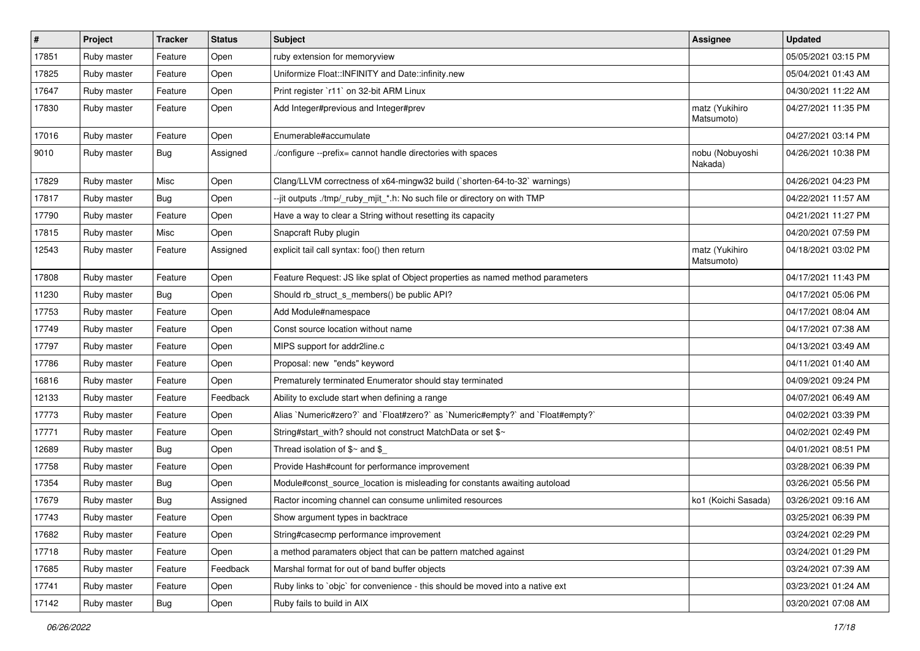| # | Project | Tracker | Status | Subject | Assignee | Updated |
|---|---|---|---|---|---|---|
| 17851 | Ruby master | Feature | Open | ruby extension for memoryview | | 05/05/2021 03:15 PM |
| 17825 | Ruby master | Feature | Open | Uniformize Float::INFINITY and Date::infinity.new | | 05/04/2021 01:43 AM |
| 17647 | Ruby master | Feature | Open | Print register `r11` on 32-bit ARM Linux | | 04/30/2021 11:22 AM |
| 17830 | Ruby master | Feature | Open | Add Integer#previous and Integer#prev | matz (Yukihiro Matsumoto) | 04/27/2021 11:35 PM |
| 17016 | Ruby master | Feature | Open | Enumerable#accumulate | | 04/27/2021 03:14 PM |
| 9010 | Ruby master | Bug | Assigned | ./configure --prefix= cannot handle directories with spaces | nobu (Nobuyoshi Nakada) | 04/26/2021 10:38 PM |
| 17829 | Ruby master | Misc | Open | Clang/LLVM correctness of x64-mingw32 build (`shorten-64-to-32` warnings) | | 04/26/2021 04:23 PM |
| 17817 | Ruby master | Bug | Open | --jit outputs ./tmp/_ruby_mjit_*.h: No such file or directory on with TMP | | 04/22/2021 11:57 AM |
| 17790 | Ruby master | Feature | Open | Have a way to clear a String without resetting its capacity | | 04/21/2021 11:27 PM |
| 17815 | Ruby master | Misc | Open | Snapcraft Ruby plugin | | 04/20/2021 07:59 PM |
| 12543 | Ruby master | Feature | Assigned | explicit tail call syntax: foo() then return | matz (Yukihiro Matsumoto) | 04/18/2021 03:02 PM |
| 17808 | Ruby master | Feature | Open | Feature Request: JS like splat of Object properties as named method parameters | | 04/17/2021 11:43 PM |
| 11230 | Ruby master | Bug | Open | Should rb_struct_s_members() be public API? | | 04/17/2021 05:06 PM |
| 17753 | Ruby master | Feature | Open | Add Module#namespace | | 04/17/2021 08:04 AM |
| 17749 | Ruby master | Feature | Open | Const source location without name | | 04/17/2021 07:38 AM |
| 17797 | Ruby master | Feature | Open | MIPS support for addr2line.c | | 04/13/2021 03:49 AM |
| 17786 | Ruby master | Feature | Open | Proposal: new "ends" keyword | | 04/11/2021 01:40 AM |
| 16816 | Ruby master | Feature | Open | Prematurely terminated Enumerator should stay terminated | | 04/09/2021 09:24 PM |
| 12133 | Ruby master | Feature | Feedback | Ability to exclude start when defining a range | | 04/07/2021 06:49 AM |
| 17773 | Ruby master | Feature | Open | Alias `Numeric#zero?` and `Float#zero?` as `Numeric#empty?` and `Float#empty?` | | 04/02/2021 03:39 PM |
| 17771 | Ruby master | Feature | Open | String#start_with? should not construct MatchData or set $~ | | 04/02/2021 02:49 PM |
| 12689 | Ruby master | Bug | Open | Thread isolation of $~ and $_ | | 04/01/2021 08:51 PM |
| 17758 | Ruby master | Feature | Open | Provide Hash#count for performance improvement | | 03/28/2021 06:39 PM |
| 17354 | Ruby master | Bug | Open | Module#const_source_location is misleading for constants awaiting autoload | | 03/26/2021 05:56 PM |
| 17679 | Ruby master | Bug | Assigned | Ractor incoming channel can consume unlimited resources | ko1 (Koichi Sasada) | 03/26/2021 09:16 AM |
| 17743 | Ruby master | Feature | Open | Show argument types in backtrace | | 03/25/2021 06:39 PM |
| 17682 | Ruby master | Feature | Open | String#casecmp performance improvement | | 03/24/2021 02:29 PM |
| 17718 | Ruby master | Feature | Open | a method paramaters object that can be pattern matched against | | 03/24/2021 01:29 PM |
| 17685 | Ruby master | Feature | Feedback | Marshal format for out of band buffer objects | | 03/24/2021 07:39 AM |
| 17741 | Ruby master | Feature | Open | Ruby links to `objc` for convenience - this should be moved into a native ext | | 03/23/2021 01:24 AM |
| 17142 | Ruby master | Bug | Open | Ruby fails to build in AIX | | 03/20/2021 07:08 AM |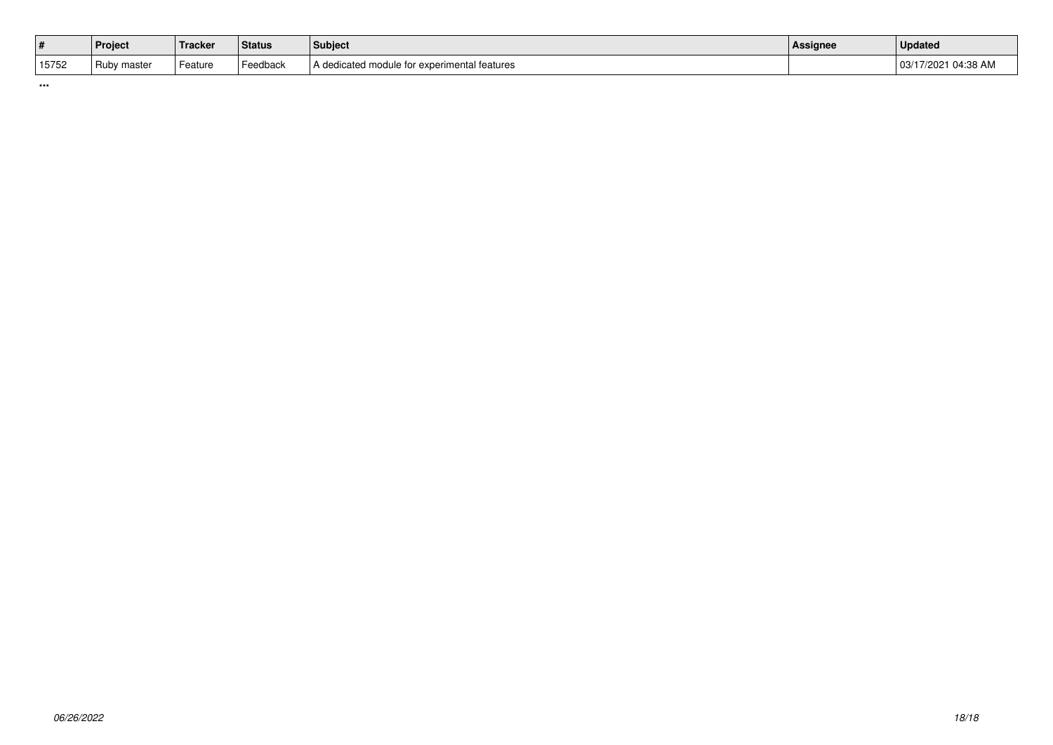| # | Project | Tracker | Status | Subject | Assignee | Updated |
|---|---|---|---|---|---|---|
| 15752 | Ruby master | Feature | Feedback | A dedicated module for experimental features | | 03/17/2021 04:38 AM |

...